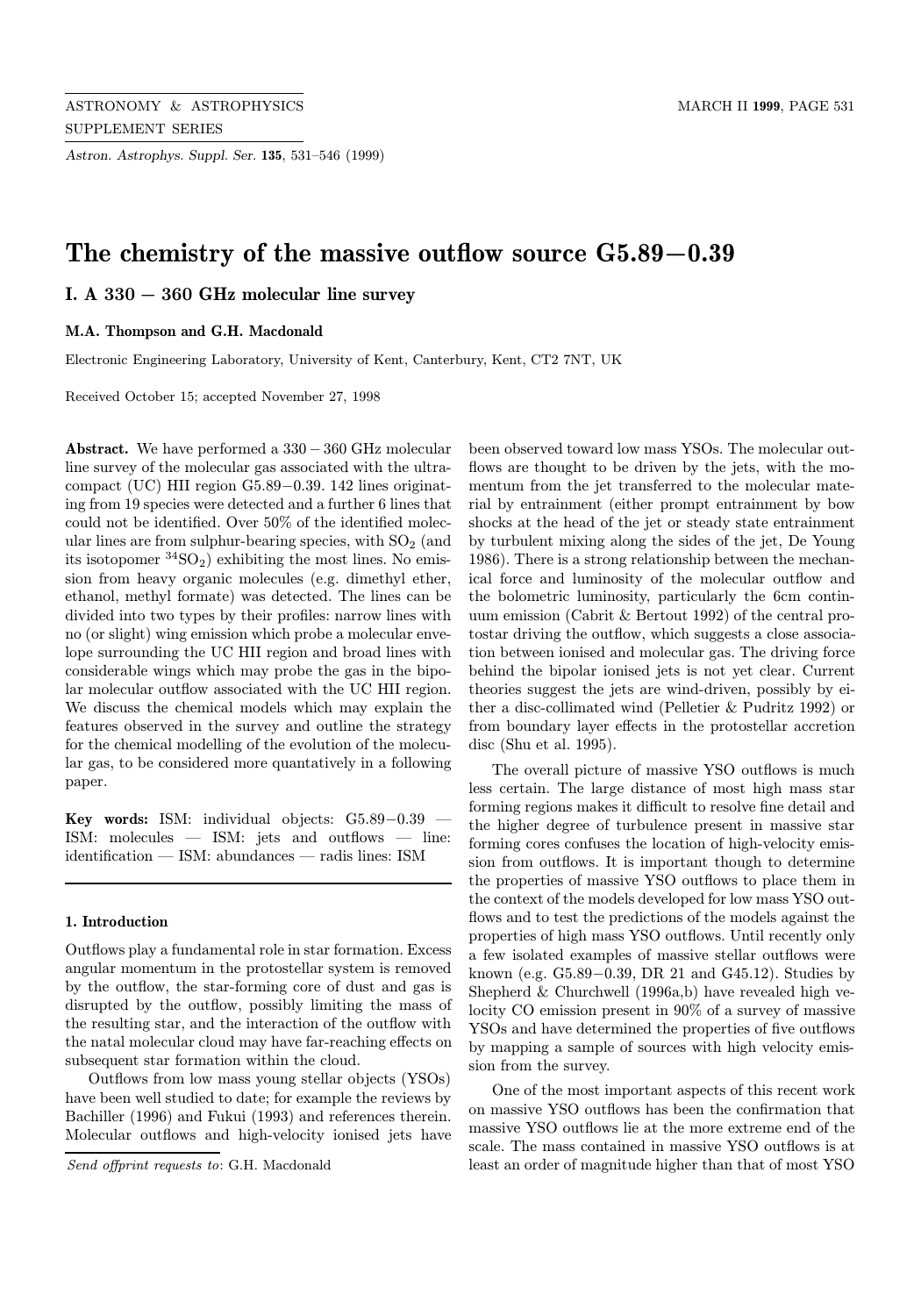# The chemistry of the massive outflow source G5.89−0.39

## I. A 330 − 360 GHz molecular line survey

**M.A. Thompson and G.H. Macdonald**

Electronic Engineering Laboratory, University of Kent, Canterbury, Kent, CT2 7NT, UK

Received October 15; accepted November 27, 1998

**Abstract.** We have performed a 330 − 360 GHz molecular line survey of the molecular gas associated with the ultracompact (UC) HII region G5.89−0.39. 142 lines originating from 19 species were detected and a further 6 lines that could not be identified. Over 50% of the identified molecular lines are from sulphur-bearing species, with $SO_2$ (and its isotopomer $^{34}SO_2$) exhibiting the most lines. No emission from heavy organic molecules (e.g. dimethyl ether, ethanol, methyl formate) was detected. The lines can be divided into two types by their profiles: narrow lines with no (or slight) wing emission which probe a molecular envelope surrounding the UC HII region and broad lines with considerable wings which may probe the gas in the bipolar molecular outflow associated with the UC HII region. We discuss the chemical models which may explain the features observed in the survey and outline the strategy for the chemical modelling of the evolution of the molecular gas, to be considered more quantatively in a following paper.

**Key words:** ISM: individual objects: G5.89−0.39 — ISM: molecules — ISM: jets and outflows — line: identification — ISM: abundances — radis lines: ISM

### 1. Introduction

Outflows play a fundamental role in star formation. Excess angular momentum in the protostellar system is removed by the outflow, the star-forming core of dust and gas is disrupted by the outflow, possibly limiting the mass of the resulting star, and the interaction of the outflow with the natal molecular cloud may have far-reaching effects on subsequent star formation within the cloud.

Outflows from low mass young stellar objects (YSOs) have been well studied to date; for example the reviews by Bachiller (1996) and Fukui (1993) and references therein. Molecular outflows and high-velocity ionised jets have been observed toward low mass YSOs. The molecular outflows are thought to be driven by the jets, with the momentum from the jet transferred to the molecular material by entrainment (either prompt entrainment by bow shocks at the head of the jet or steady state entrainment by turbulent mixing along the sides of the jet, De Young 1986). There is a strong relationship between the mechanical force and luminosity of the molecular outflow and the bolometric luminosity, particularly the 6cm continuum emission (Cabrit & Bertout 1992) of the central protostar driving the outflow, which suggests a close association between ionised and molecular gas. The driving force behind the bipolar ionised jets is not yet clear. Current theories suggest the jets are wind-driven, possibly by either a disc-collimated wind (Pelletier & Pudritz 1992) or from boundary layer effects in the protostellar accretion disc (Shu et al. 1995).

The overall picture of massive YSO outflows is much less certain. The large distance of most high mass star forming regions makes it difficult to resolve fine detail and the higher degree of turbulence present in massive star forming cores confuses the location of high-velocity emission from outflows. It is important though to determine the properties of massive YSO outflows to place them in the context of the models developed for low mass YSO outflows and to test the predictions of the models against the properties of high mass YSO outflows. Until recently only a few isolated examples of massive stellar outflows were known (e.g. G5.89−0.39, DR 21 and G45.12). Studies by Shepherd & Churchwell (1996a,b) have revealed high velocity CO emission present in 90% of a survey of massive YSOs and have determined the properties of five outflows by mapping a sample of sources with high velocity emission from the survey.

One of the most important aspects of this recent work on massive YSO outflows has been the confirmation that massive YSO outflows lie at the more extreme end of the scale. The mass contained in massive YSO outflows is at least an order of magnitude higher than that of most YSO

*Send offprint requests to*: G.H. Macdonald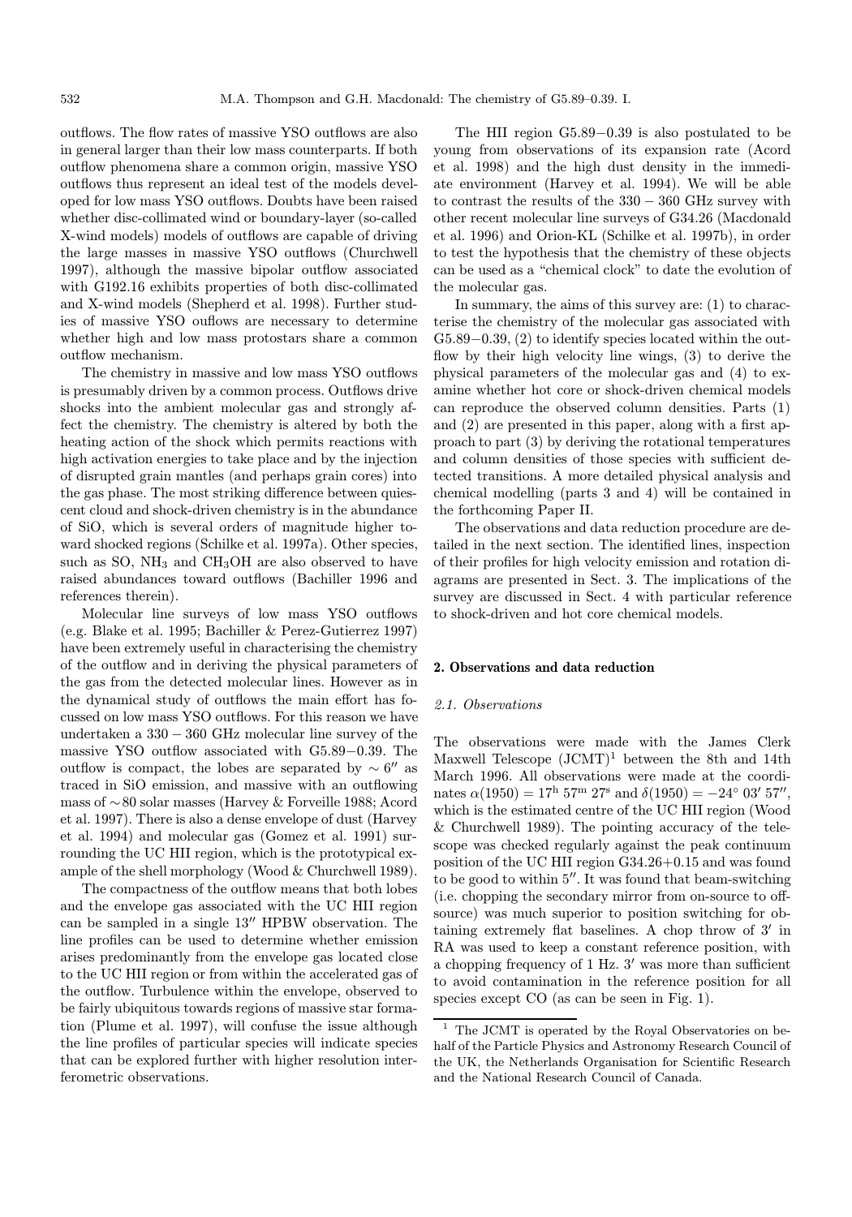outflows. The flow rates of massive YSO outflows are also in general larger than their low mass counterparts. If both outflow phenomena share a common origin, massive YSO outflows thus represent an ideal test of the models developed for low mass YSO outflows. Doubts have been raised whether disc-collimated wind or boundary-layer (so-called X-wind models) models of outflows are capable of driving the large masses in massive YSO outflows (Churchwell 1997), although the massive bipolar outflow associated with G192.16 exhibits properties of both disc-collimated and X-wind models (Shepherd et al. 1998). Further studies of massive YSO ouflows are necessary to determine whether high and low mass protostars share a common outflow mechanism.

The chemistry in massive and low mass YSO outflows is presumably driven by a common process. Outflows drive shocks into the ambient molecular gas and strongly affect the chemistry. The chemistry is altered by both the heating action of the shock which permits reactions with high activation energies to take place and by the injection of disrupted grain mantles (and perhaps grain cores) into the gas phase. The most striking difference between quiescent cloud and shock-driven chemistry is in the abundance of SiO, which is several orders of magnitude higher toward shocked regions (Schilke et al. 1997a). Other species, such as SO, $NH_3$ and $CH_3OH$ are also observed to have raised abundances toward outflows (Bachiller 1996 and references therein).

Molecular line surveys of low mass YSO outflows (e.g. Blake et al. 1995; Bachiller & Perez-Gutierrez 1997) have been extremely useful in characterising the chemistry of the outflow and in deriving the physical parameters of the gas from the detected molecular lines. However as in the dynamical study of outflows the main effort has focussed on low mass YSO outflows. For this reason we have undertaken a $330-360$ GHz molecular line survey of the massive YSO outflow associated with G5.89$-$0.39. The outflow is compact, the lobes are separated by $\sim 6''$ as traced in SiO emission, and massive with an outflowing mass of $\sim$80 solar masses (Harvey & Forveille 1988; Acord et al. 1997). There is also a dense envelope of dust (Harvey et al. 1994) and molecular gas (Gomez et al. 1991) surrounding the UC HII region, which is the prototypical example of the shell morphology (Wood & Churchwell 1989).

The compactness of the outflow means that both lobes and the envelope gas associated with the UC HII region can be sampled in a single $13''$ HPBW observation. The line profiles can be used to determine whether emission arises predominantly from the envelope gas located close to the UC HII region or from within the accelerated gas of the outflow. Turbulence within the envelope, observed to be fairly ubiquitous towards regions of massive star formation (Plume et al. 1997), will confuse the issue although the line profiles of particular species will indicate species that can be explored further with higher resolution interferometric observations.

The HII region G5.89$-$0.39 is also postulated to be young from observations of its expansion rate (Acord et al. 1998) and the high dust density in the immediate environment (Harvey et al. 1994). We will be able to contrast the results of the $330-360$ GHz survey with other recent molecular line surveys of G34.26 (Macdonald et al. 1996) and Orion-KL (Schilke et al. 1997b), in order to test the hypothesis that the chemistry of these objects can be used as a "chemical clock" to date the evolution of the molecular gas.

In summary, the aims of this survey are: (1) to characterise the chemistry of the molecular gas associated with G5.89$-$0.39, (2) to identify species located within the outflow by their high velocity line wings, (3) to derive the physical parameters of the molecular gas and (4) to examine whether hot core or shock-driven chemical models can reproduce the observed column densities. Parts (1) and (2) are presented in this paper, along with a first approach to part (3) by deriving the rotational temperatures and column densities of those species with sufficient detected transitions. A more detailed physical analysis and chemical modelling (parts 3 and 4) will be contained in the forthcoming Paper II.

The observations and data reduction procedure are detailed in the next section. The identified lines, inspection of their profiles for high velocity emission and rotation diagrams are presented in Sect. 3. The implications of the survey are discussed in Sect. 4 with particular reference to shock-driven and hot core chemical models.

## 2. Observations and data reduction

### 2.1. Observations

The observations were made with the James Clerk Maxwell Telescope (JCMT)[1] between the 8th and 14th March 1996. All observations were made at the coordinates $\alpha(1950) = 17^{\rm h}\,57^{\rm m}\,27^{\rm s}$ and $\delta(1950) = -24^\circ\,03'\,57''$, which is the estimated centre of the UC HII region (Wood & Churchwell 1989). The pointing accuracy of the telescope was checked regularly against the peak continuum position of the UC HII region G34.26+0.15 and was found to be good to within $5''$. It was found that beam-switching (i.e. chopping the secondary mirror from on-source to off-source) was much superior to position switching for obtaining extremely flat baselines. A chop throw of $3'$ in RA was used to keep a constant reference position, with a chopping frequency of 1 Hz. $3'$ was more than sufficient to avoid contamination in the reference position for all species except CO (as can be seen in Fig. 1).

[1] The JCMT is operated by the Royal Observatories on behalf of the Particle Physics and Astronomy Research Council of the UK, the Netherlands Organisation for Scientific Research and the National Research Council of Canada.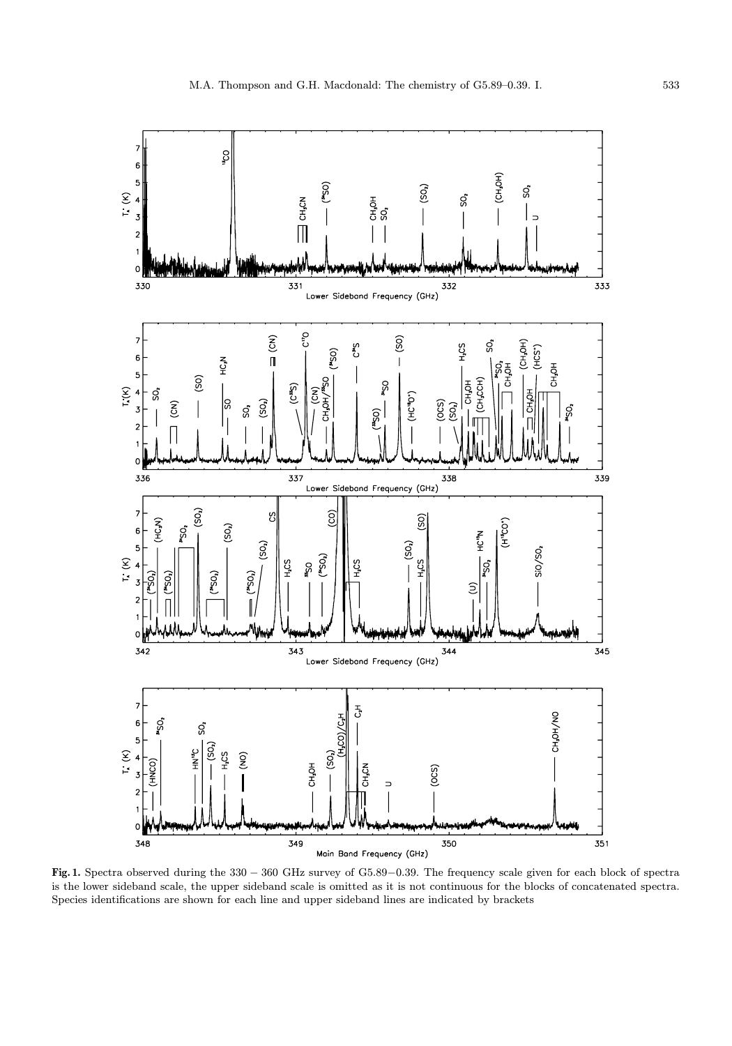**Fig. 1.** Spectra observed during the 330 − 360 GHz survey of G5.89−0.39. The frequency scale given for each block of spectra is the lower sideband scale, the upper sideband scale is omitted as it is not continuous for the blocks of concatenated spectra. Species identifications are shown for each line and upper sideband lines are indicated by brackets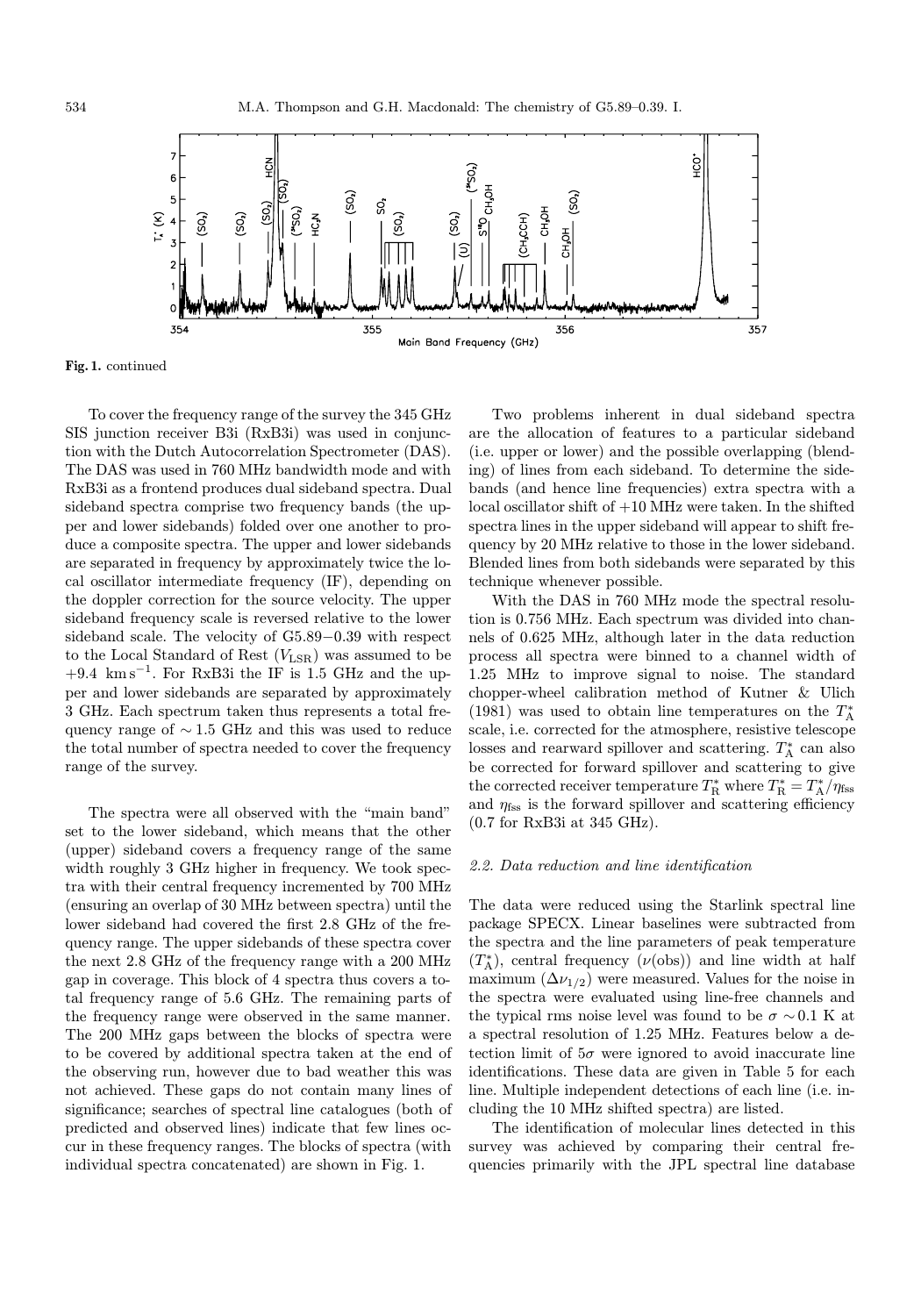Fig. 1. continued

To cover the frequency range of the survey the 345 GHz SIS junction receiver B3i (RxB3i) was used in conjunction with the Dutch Autocorrelation Spectrometer (DAS). The DAS was used in 760 MHz bandwidth mode and with RxB3i as a frontend produces dual sideband spectra. Dual sideband spectra comprise two frequency bands (the upper and lower sidebands) folded over one another to produce a composite spectra. The upper and lower sidebands are separated in frequency by approximately twice the local oscillator intermediate frequency (IF), depending on the doppler correction for the source velocity. The upper sideband frequency scale is reversed relative to the lower sideband scale. The velocity of G5.89−0.39 with respect to the Local Standard of Rest ($V_{\rm LSR}$) was assumed to be $+9.4$ km s$^{-1}$. For RxB3i the IF is 1.5 GHz and the upper and lower sidebands are separated by approximately 3 GHz. Each spectrum taken thus represents a total frequency range of $\sim 1.5$ GHz and this was used to reduce the total number of spectra needed to cover the frequency range of the survey.

The spectra were all observed with the "main band" set to the lower sideband, which means that the other (upper) sideband covers a frequency range of the same width roughly 3 GHz higher in frequency. We took spectra with their central frequency incremented by 700 MHz (ensuring an overlap of 30 MHz between spectra) until the lower sideband had covered the first 2.8 GHz of the frequency range. The upper sidebands of these spectra cover the next 2.8 GHz of the frequency range with a 200 MHz gap in coverage. This block of 4 spectra thus covers a total frequency range of 5.6 GHz. The remaining parts of the frequency range were observed in the same manner. The 200 MHz gaps between the blocks of spectra were to be covered by additional spectra taken at the end of the observing run, however due to bad weather this was not achieved. These gaps do not contain many lines of significance; searches of spectral line catalogues (both of predicted and observed lines) indicate that few lines occur in these frequency ranges. The blocks of spectra (with individual spectra concatenated) are shown in Fig. 1.

Two problems inherent in dual sideband spectra are the allocation of features to a particular sideband (i.e. upper or lower) and the possible overlapping (blending) of lines from each sideband. To determine the sidebands (and hence line frequencies) extra spectra with a local oscillator shift of $+10$ MHz were taken. In the shifted spectra lines in the upper sideband will appear to shift frequency by 20 MHz relative to those in the lower sideband. Blended lines from both sidebands were separated by this technique whenever possible.

With the DAS in 760 MHz mode the spectral resolution is 0.756 MHz. Each spectrum was divided into channels of 0.625 MHz, although later in the data reduction process all spectra were binned to a channel width of 1.25 MHz to improve signal to noise. The standard chopper-wheel calibration method of Kutner & Ulich (1981) was used to obtain line temperatures on the $T_{\rm A}^{*}$ scale, i.e. corrected for the atmosphere, resistive telescope losses and rearward spillover and scattering. $T_{\rm A}^{*}$ can also be corrected for forward spillover and scattering to give the corrected receiver temperature $T_{\rm R}^{*}$ where $T_{\rm R}^{*} = T_{\rm A}^{*}/\eta_{\rm fss}$ and $\eta_{\rm fss}$ is the forward spillover and scattering efficiency (0.7 for RxB3i at 345 GHz).

### 2.2. Data reduction and line identification

The data were reduced using the Starlink spectral line package SPECX. Linear baselines were subtracted from the spectra and the line parameters of peak temperature ($T_{\rm A}^{*}$), central frequency ($\nu$(obs)) and line width at half maximum ($\Delta\nu_{1/2}$) were measured. Values for the noise in the spectra were evaluated using line-free channels and the typical rms noise level was found to be $\sigma \sim 0.1$ K at a spectral resolution of 1.25 MHz. Features below a detection limit of $5\sigma$ were ignored to avoid inaccurate line identifications. These data are given in Table 5 for each line. Multiple independent detections of each line (i.e. including the 10 MHz shifted spectra) are listed.

The identification of molecular lines detected in this survey was achieved by comparing their central frequencies primarily with the JPL spectral line database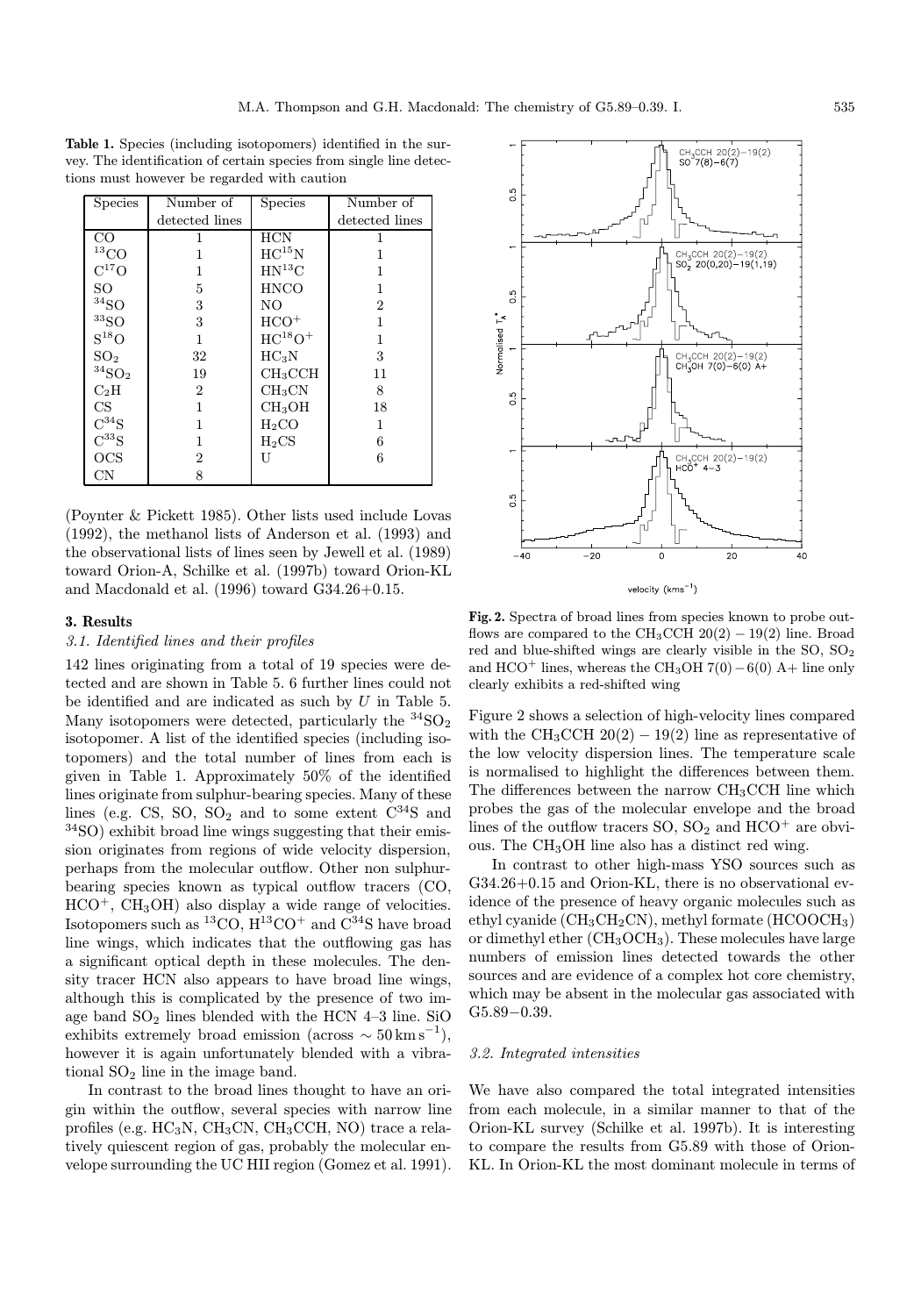**Table 1.** Species (including isotopomers) identified in the survey. The identification of certain species from single line detections must however be regarded with caution

| Species | Number of detected lines | Species | Number of detected lines |
|---|---|---|---|
| CO | 1 | HCN | 1 |
| $^{13}$CO | 1 | HC$^{15}$N | 1 |
| C$^{17}$O | 1 | HN$^{13}$C | 1 |
| SO | 5 | HNCO | 1 |
| $^{34}$SO | 3 | NO | 2 |
| $^{33}$SO | 3 | HCO$^+$ | 1 |
| S$^{18}$O | 1 | HC$^{18}$O$^+$ | 1 |
| $SO_2$ | 32 | $HC_3N$ | 3 |
| $^{34}SO_2$ | 19 | $CH_3CCH$ | 11 |
| $C_2H$ | 2 | $CH_3CN$ | 8 |
| CS | 1 | $CH_3OH$ | 18 |
| C$^{34}$S | 1 | $H_2CO$ | 1 |
| C$^{33}$S | 1 | $H_2CS$ | 6 |
| OCS | 2 | U | 6 |
| CN | 8 | | |

(Poynter & Pickett 1985). Other lists used include Lovas (1992), the methanol lists of Anderson et al. (1993) and the observational lists of lines seen by Jewell et al. (1989) toward Orion-A, Schilke et al. (1997b) toward Orion-KL and Macdonald et al. (1996) toward G34.26+0.15.

## 3. Results

### 3.1. Identified lines and their profiles

142 lines originating from a total of 19 species were detected and are shown in Table 5. 6 further lines could not be identified and are indicated as such by *U* in Table 5. Many isotopomers were detected, particularly the $^{34}SO_2$ isotopomer. A list of the identified species (including isotopomers) and the total number of lines from each is given in Table 1. Approximately 50% of the identified lines originate from sulphur-bearing species. Many of these lines (e.g. CS, SO, $SO_2$ and to some extent C$^{34}$S and $^{34}$SO) exhibit broad line wings suggesting that their emission originates from regions of wide velocity dispersion, perhaps from the molecular outflow. Other non sulphur-bearing species known as typical outflow tracers (CO, HCO$^+$, $CH_3OH$) also display a wide range of velocities. Isotopomers such as $^{13}$CO, H$^{13}$CO$^+$ and C$^{34}$S have broad line wings, which indicates that the outflowing gas has a significant optical depth in these molecules. The density tracer HCN also appears to have broad line wings, although this is complicated by the presence of two image band $SO_2$ lines blended with the HCN 4–3 line. SiO exhibits extremely broad emission (across $\sim 50\,\mathrm{km\,s^{-1}}$), however it is again unfortunately blended with a vibrational $SO_2$ line in the image band.

In contrast to the broad lines thought to have an origin within the outflow, several species with narrow line profiles (e.g. $HC_3N$, $CH_3CN$, $CH_3CCH$, NO) trace a relatively quiescent region of gas, probably the molecular envelope surrounding the UC HII region (Gomez et al. 1991).

**Fig. 2.** Spectra of broad lines from species known to probe outflows are compared to the $CH_3CCH$ $20(2)-19(2)$ line. Broad red and blue-shifted wings are clearly visible in the SO, $SO_2$ and HCO$^+$ lines, whereas the $CH_3OH$ $7(0)-6(0)$ A+ line only clearly exhibits a red-shifted wing

Figure 2 shows a selection of high-velocity lines compared with the $CH_3CCH$ $20(2)-19(2)$ line as representative of the low velocity dispersion lines. The temperature scale is normalised to highlight the differences between them. The differences between the narrow $CH_3CCH$ line which probes the gas of the molecular envelope and the broad lines of the outflow tracers SO, $SO_2$ and HCO$^+$ are obvious. The $CH_3OH$ line also has a distinct red wing.

In contrast to other high-mass YSO sources such as G34.26+0.15 and Orion-KL, there is no observational evidence of the presence of heavy organic molecules such as ethyl cyanide ($CH_3CH_2CN$), methyl formate ($HCOOCH_3$) or dimethyl ether ($CH_3OCH_3$). These molecules have large numbers of emission lines detected towards the other sources and are evidence of a complex hot core chemistry, which may be absent in the molecular gas associated with G5.89−0.39.

### 3.2. Integrated intensities

We have also compared the total integrated intensities from each molecule, in a similar manner to that of the Orion-KL survey (Schilke et al. 1997b). It is interesting to compare the results from G5.89 with those of Orion-KL. In Orion-KL the most dominant molecule in terms of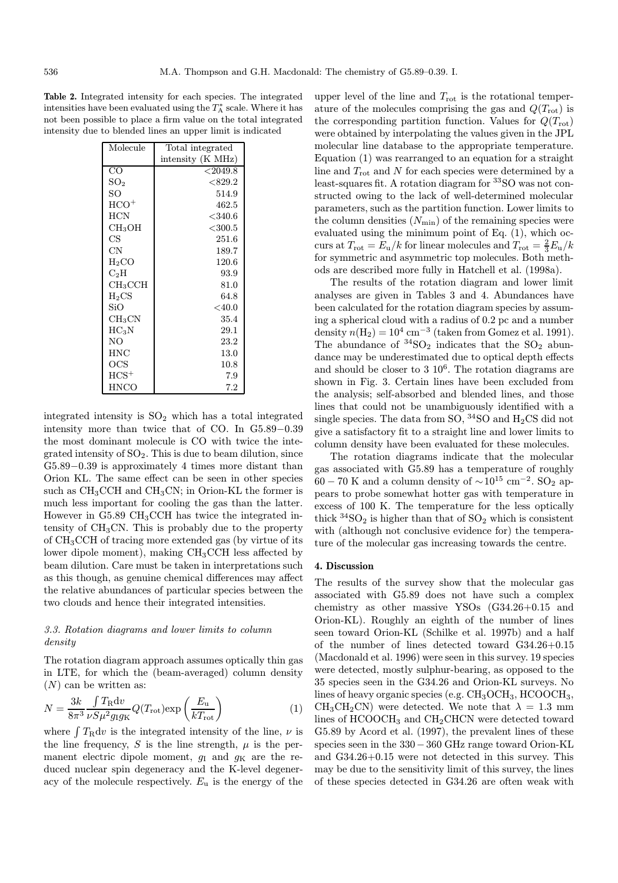**Table 2.** Integrated intensity for each species. The integrated intensities have been evaluated using the $T_A^*$ scale. Where it has not been possible to place a firm value on the total integrated intensity due to blended lines an upper limit is indicated

| Molecule | Total integrated intensity (K MHz) |
|---|---|
| CO | <2049.8 |
| $SO_2$ | <829.2 |
| SO | 514.9 |
| $HCO^+$ | 462.5 |
| HCN | <340.6 |
| $CH_3OH$ | <300.5 |
| CS | 251.6 |
| CN | 189.7 |
| $H_2CO$ | 120.6 |
| $C_2H$ | 93.9 |
| $CH_3CCH$ | 81.0 |
| $H_2CS$ | 64.8 |
| SiO | <40.0 |
| $CH_3CN$ | 35.4 |
| $HC_3N$ | 29.1 |
| NO | 23.2 |
| HNC | 13.0 |
| OCS | 10.8 |
| $HCS^+$ | 7.9 |
| HNCO | 7.2 |

integrated intensity is $SO_2$ which has a total integrated intensity more than twice that of CO. In G5.89−0.39 the most dominant molecule is CO with twice the integrated intensity of $SO_2$. This is due to beam dilution, since G5.89−0.39 is approximately 4 times more distant than Orion KL. The same effect can be seen in other species such as $CH_3CCH$ and $CH_3CN$; in Orion-KL the former is much less important for cooling the gas than the latter. However in G5.89 $CH_3CCH$ has twice the integrated intensity of $CH_3CN$. This is probably due to the property of $CH_3CCH$ of tracing more extended gas (by virtue of its lower dipole moment), making $CH_3CCH$ less affected by beam dilution. Care must be taken in interpretations such as this though, as genuine chemical differences may affect the relative abundances of particular species between the two clouds and hence their integrated intensities.

### 3.3. Rotation diagrams and lower limits to column density

The rotation diagram approach assumes optically thin gas in LTE, for which the (beam-averaged) column density ($N$) can be written as:

$$N = \frac{3k}{8\pi^3} \frac{\int T_{\rm R} {\rm d}v}{\nu S \mu^2 g_{\rm I} g_{\rm K}} Q(T_{\rm rot}) {\rm exp}\left(\frac{E_{\rm u}}{kT_{\rm rot}}\right) \quad (1)$$

where $\int T_{\rm R}{\rm d}v$ is the integrated intensity of the line, $\nu$ is the line frequency, $S$ is the line strength, $\mu$ is the permanent electric dipole moment, $g_{\rm I}$ and $g_{\rm K}$ are the reduced nuclear spin degeneracy and the K-level degeneracy of the molecule respectively. $E_{\rm u}$ is the energy of the upper level of the line and $T_{\rm rot}$ is the rotational temperature of the molecules comprising the gas and $Q(T_{\rm rot})$ is the corresponding partition function. Values for $Q(T_{\rm rot})$ were obtained by interpolating the values given in the JPL molecular line database to the appropriate temperature. Equation (1) was rearranged to an equation for a straight line and $T_{\rm rot}$ and $N$ for each species were determined by a least-squares fit. A rotation diagram for $^{33}SO$ was not constructed owing to the lack of well-determined molecular parameters, such as the partition function. Lower limits to the column densities ($N_{\rm min}$) of the remaining species were evaluated using the minimum point of Eq. (1), which occurs at $T_{\rm rot} = E_{\rm u}/k$ for linear molecules and $T_{\rm rot} = \frac{2}{3}E_{\rm u}/k$ for symmetric and asymmetric top molecules. Both methods are described more fully in Hatchell et al. (1998a).

The results of the rotation diagram and lower limit analyses are given in Tables 3 and 4. Abundances have been calculated for the rotation diagram species by assuming a spherical cloud with a radius of 0.2 pc and a number density $n(H_2) = 10^4$ cm$^{-3}$ (taken from Gomez et al. 1991). The abundance of $^{34}SO_2$ indicates that the $SO_2$ abundance may be underestimated due to optical depth effects and should be closer to 3 $10^6$. The rotation diagrams are shown in Fig. 3. Certain lines have been excluded from the analysis; self-absorbed and blended lines, and those lines that could not be unambiguously identified with a single species. The data from SO, $^{34}SO$ and $H_2CS$ did not give a satisfactory fit to a straight line and lower limits to column density have been evaluated for these molecules.

The rotation diagrams indicate that the molecular gas associated with G5.89 has a temperature of roughly 60 − 70 K and a column density of $\sim 10^{15}$ cm$^{-2}$. $SO_2$ appears to probe somewhat hotter gas with temperature in excess of 100 K. The temperature for the less optically thick $^{34}SO_2$ is higher than that of $SO_2$ which is consistent with (although not conclusive evidence for) the temperature of the molecular gas increasing towards the centre.

## 4. Discussion

The results of the survey show that the molecular gas associated with G5.89 does not have such a complex chemistry as other massive YSOs (G34.26+0.15 and Orion-KL). Roughly an eighth of the number of lines seen toward Orion-KL (Schilke et al. 1997b) and a half of the number of lines detected toward G34.26+0.15 (Macdonald et al. 1996) were seen in this survey. 19 species were detected, mostly sulphur-bearing, as opposed to the 35 species seen in the G34.26 and Orion-KL surveys. No lines of heavy organic species (e.g. $CH_3OCH_3$, $HCOOCH_3$, $CH_3CH_2CN$) were detected. We note that $\lambda = 1.3$ mm lines of $HCOOCH_3$ and $CH_2CHCN$ were detected toward G5.89 by Acord et al. (1997), the prevalent lines of these species seen in the 330 − 360 GHz range toward Orion-KL and G34.26+0.15 were not detected in this survey. This may be due to the sensitivity limit of this survey, the lines of these species detected in G34.26 are often weak with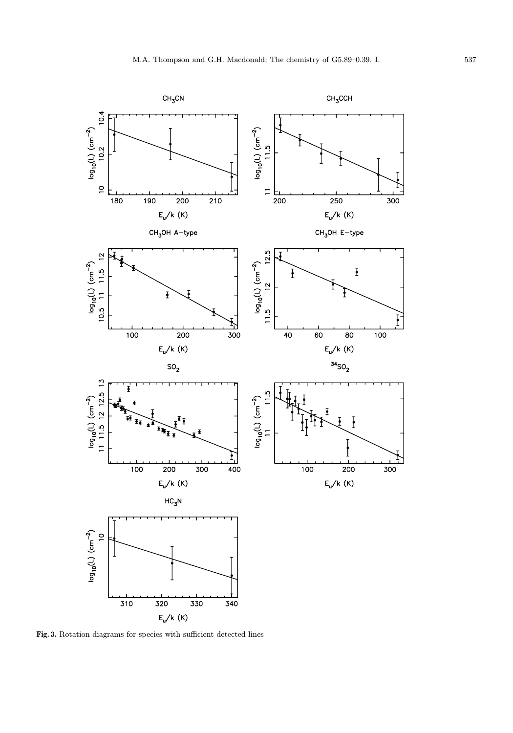**Fig. 3.** Rotation diagrams for species with sufficient detected lines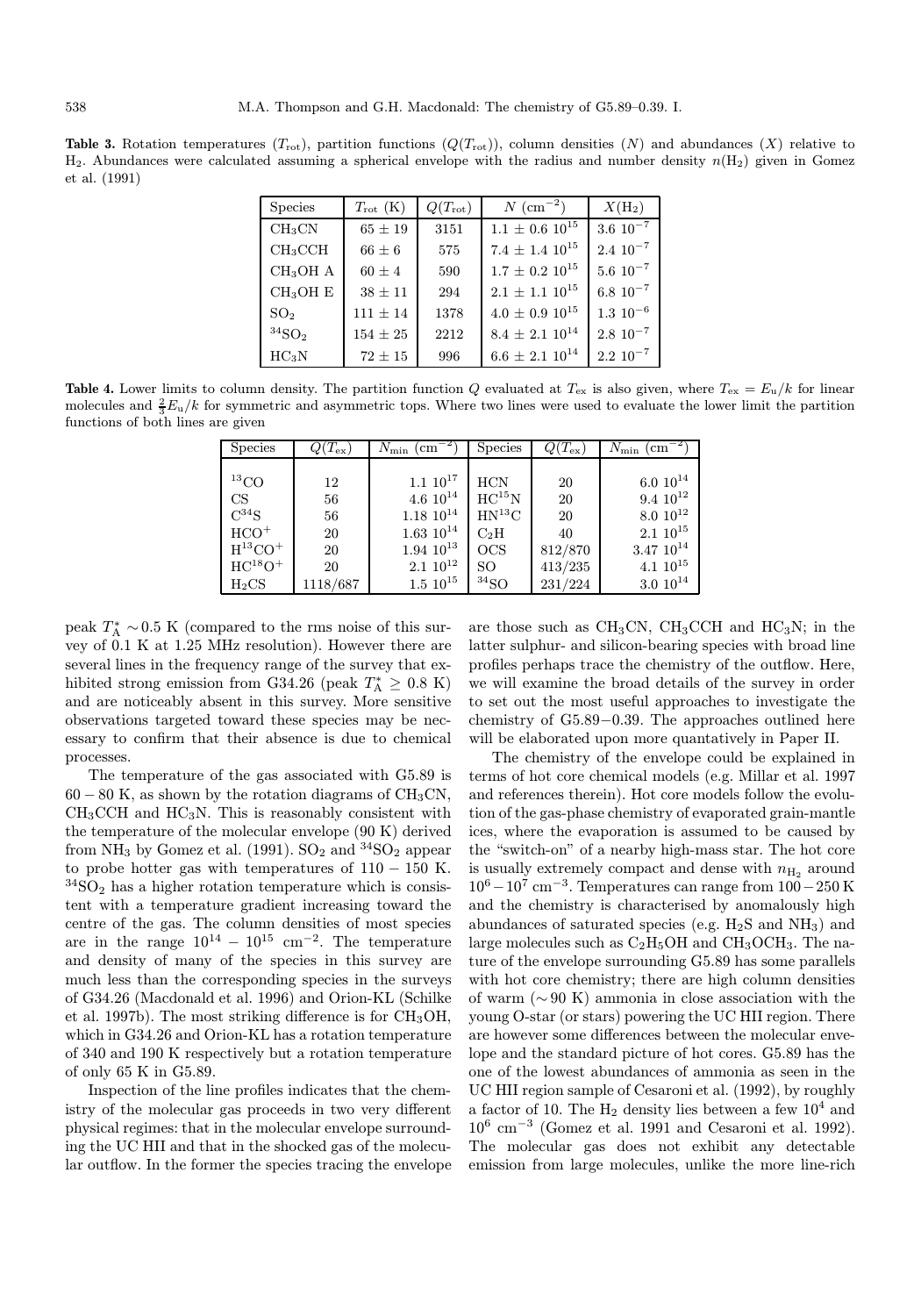**Table 3.** Rotation temperatures ($T_{\rm rot}$), partition functions ($Q(T_{\rm rot})$), column densities ($N$) and abundances ($X$) relative to $H_2$. Abundances were calculated assuming a spherical envelope with the radius and number density $n(H_2)$ given in Gomez et al. (1991)

| Species | $T_{\rm rot}$ (K) | $Q(T_{\rm rot})$ | $N$ (cm$^{-2}$) | $X(H_2)$ |
|---|---|---|---|---|
| $CH_3CN$ | $65 \pm 19$ | 3151 | $1.1 \pm 0.6\ 10^{15}$ | $3.6\ 10^{-7}$ |
| $CH_3CCH$ | $66 \pm 6$ | 575 | $7.4 \pm 1.4\ 10^{15}$ | $2.4\ 10^{-7}$ |
| $CH_3OH$ A | $60 \pm 4$ | 590 | $1.7 \pm 0.2\ 10^{15}$ | $5.6\ 10^{-7}$ |
| $CH_3OH$ E | $38 \pm 11$ | 294 | $2.1 \pm 1.1\ 10^{15}$ | $6.8\ 10^{-7}$ |
| $SO_2$ | $111 \pm 14$ | 1378 | $4.0 \pm 0.9\ 10^{15}$ | $1.3\ 10^{-6}$ |
| $^{34}SO_2$ | $154 \pm 25$ | 2212 | $8.4 \pm 2.1\ 10^{14}$ | $2.8\ 10^{-7}$ |
| $HC_3N$ | $72 \pm 15$ | 996 | $6.6 \pm 2.1\ 10^{14}$ | $2.2\ 10^{-7}$ |

**Table 4.** Lower limits to column density. The partition function $Q$ evaluated at $T_{\rm ex}$ is also given, where $T_{\rm ex} = E_{\rm u}/k$ for linear molecules and $\frac{2}{3}E_{\rm u}/k$ for symmetric and asymmetric tops. Where two lines were used to evaluate the lower limit the partition functions of both lines are given

| Species | $Q(T_{\rm ex})$ | $N_{\rm min}$ (cm$^{-2}$) | Species | $Q(T_{\rm ex})$ | $N_{\rm min}$ (cm$^{-2}$) |
|---|---|---|---|---|---|
| $^{13}CO$ | 12 | $1.1\ 10^{17}$ | HCN | 20 | $6.0\ 10^{14}$ |
| CS | 56 | $4.6\ 10^{14}$ | $HC^{15}N$ | 20 | $9.4\ 10^{12}$ |
| $C^{34}S$ | 56 | $1.18\ 10^{14}$ | $HN^{13}C$ | 20 | $8.0\ 10^{12}$ |
| $HCO^+$ | 20 | $1.63\ 10^{14}$ | $C_2H$ | 40 | $2.1\ 10^{15}$ |
| $H^{13}CO^+$ | 20 | $1.94\ 10^{13}$ | OCS | 812/870 | $3.47\ 10^{14}$ |
| $HC^{18}O^+$ | 20 | $2.1\ 10^{12}$ | SO | 413/235 | $4.1\ 10^{15}$ |
| $H_2CS$ | 1118/687 | $1.5\ 10^{15}$ | $^{34}SO$ | 231/224 | $3.0\ 10^{14}$ |

peak $T_{\rm A}^* \sim 0.5$ K (compared to the rms noise of this survey of 0.1 K at 1.25 MHz resolution). However there are several lines in the frequency range of the survey that exhibited strong emission from G34.26 (peak $T_{\rm A}^* \geq 0.8$ K) and are noticeably absent in this survey. More sensitive observations targeted toward these species may be necessary to confirm that their absence is due to chemical processes.

The temperature of the gas associated with G5.89 is $60-80$ K, as shown by the rotation diagrams of $CH_3CN$, $CH_3CCH$ and $HC_3N$. This is reasonably consistent with the temperature of the molecular envelope (90 K) derived from $NH_3$ by Gomez et al. (1991). $SO_2$ and $^{34}SO_2$ appear to probe hotter gas with temperatures of $110-150$ K. $^{34}SO_2$ has a higher rotation temperature which is consistent with a temperature gradient increasing toward the centre of the gas. The column densities of most species are in the range $10^{14} - 10^{15}$ cm$^{-2}$. The temperature and density of many of the species in this survey are much less than the corresponding species in the surveys of G34.26 (Macdonald et al. 1996) and Orion-KL (Schilke et al. 1997b). The most striking difference is for $CH_3OH$, which in G34.26 and Orion-KL has a rotation temperature of 340 and 190 K respectively but a rotation temperature of only 65 K in G5.89.

Inspection of the line profiles indicates that the chemistry of the molecular gas proceeds in two very different physical regimes: that in the molecular envelope surrounding the UC HII and that in the shocked gas of the molecular outflow. In the former the species tracing the envelope are those such as $CH_3CN$, $CH_3CCH$ and $HC_3N$; in the latter sulphur- and silicon-bearing species with broad line profiles perhaps trace the chemistry of the outflow. Here, we will examine the broad details of the survey in order to set out the most useful approaches to investigate the chemistry of G5.89−0.39. The approaches outlined here will be elaborated upon more quantatively in Paper II.

The chemistry of the envelope could be explained in terms of hot core chemical models (e.g. Millar et al. 1997 and references therein). Hot core models follow the evolution of the gas-phase chemistry of evaporated grain-mantle ices, where the evaporation is assumed to be caused by the "switch-on" of a nearby high-mass star. The hot core is usually extremely compact and dense with $n_{H_2}$ around $10^6 - 10^7$ cm$^{-3}$. Temperatures can range from $100-250$ K and the chemistry is characterised by anomalously high abundances of saturated species (e.g. $H_2S$ and $NH_3$) and large molecules such as $C_2H_5OH$ and $CH_3OCH_3$. The nature of the envelope surrounding G5.89 has some parallels with hot core chemistry; there are high column densities of warm ($\sim 90$ K) ammonia in close association with the young O-star (or stars) powering the UC HII region. There are however some differences between the molecular envelope and the standard picture of hot cores. G5.89 has the one of the lowest abundances of ammonia as seen in the UC HII region sample of Cesaroni et al. (1992), by roughly a factor of 10. The $H_2$ density lies between a few $10^4$ and $10^6$ cm$^{-3}$ (Gomez et al. 1991 and Cesaroni et al. 1992). The molecular gas does not exhibit any detectable emission from large molecules, unlike the more line-rich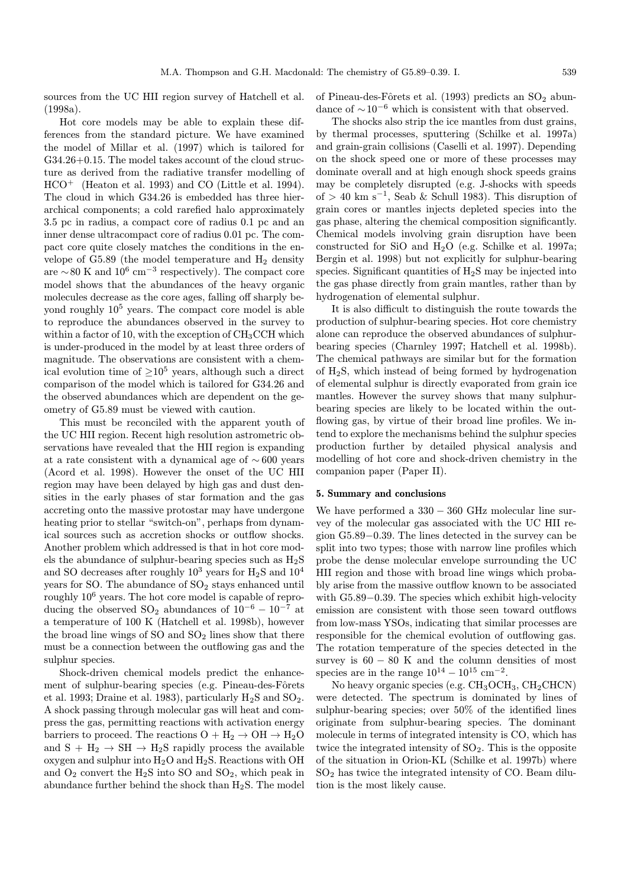sources from the UC HII region survey of Hatchell et al. (1998a).

Hot core models may be able to explain these differences from the standard picture. We have examined the model of Millar et al. (1997) which is tailored for G34.26+0.15. The model takes account of the cloud structure as derived from the radiative transfer modelling of $HCO^+$ (Heaton et al. 1993) and CO (Little et al. 1994). The cloud in which G34.26 is embedded has three hierarchical components; a cold rarefied halo approximately 3.5 pc in radius, a compact core of radius 0.1 pc and an inner dense ultracompact core of radius 0.01 pc. The compact core quite closely matches the conditions in the envelope of G5.89 (the model temperature and $H_2$ density are $\sim$80 K and $10^6$ cm$^{-3}$ respectively). The compact core model shows that the abundances of the heavy organic molecules decrease as the core ages, falling off sharply beyond roughly $10^5$ years. The compact core model is able to reproduce the abundances observed in the survey to within a factor of 10, with the exception of $CH_3CCH$ which is under-produced in the model by at least three orders of magnitude. The observations are consistent with a chemical evolution time of $\geq 10^5$ years, although such a direct comparison of the model which is tailored for G34.26 and the observed abundances which are dependent on the geometry of G5.89 must be viewed with caution.

This must be reconciled with the apparent youth of the UC HII region. Recent high resolution astrometric observations have revealed that the HII region is expanding at a rate consistent with a dynamical age of $\sim$600 years (Acord et al. 1998). However the onset of the UC HII region may have been delayed by high gas and dust densities in the early phases of star formation and the gas accreting onto the massive protostar may have undergone heating prior to stellar "switch-on", perhaps from dynamical sources such as accretion shocks or outflow shocks. Another problem which addressed is that in hot core models the abundance of sulphur-bearing species such as $H_2S$ and SO decreases after roughly $10^3$ years for $H_2S$ and $10^4$ years for SO. The abundance of $SO_2$ stays enhanced until roughly $10^6$ years. The hot core model is capable of reproducing the observed $SO_2$ abundances of $10^{-6} - 10^{-7}$ at a temperature of 100 K (Hatchell et al. 1998b), however the broad line wings of SO and $SO_2$ lines show that there must be a connection between the outflowing gas and the sulphur species.

Shock-driven chemical models predict the enhancement of sulphur-bearing species (e.g. Pineau-des-Fôrets et al. 1993; Draine et al. 1983), particularly $H_2S$ and $SO_2$. A shock passing through molecular gas will heat and compress the gas, permitting reactions with activation energy barriers to proceed. The reactions $O + H_2 \rightarrow OH \rightarrow H_2O$ and $S + H_2 \rightarrow SH \rightarrow H_2S$ rapidly process the available oxygen and sulphur into $H_2O$ and $H_2S$. Reactions with OH and $O_2$ convert the $H_2S$ into SO and $SO_2$, which peak in abundance further behind the shock than $H_2S$. The model of Pineau-des-Fôrets et al. (1993) predicts an $SO_2$ abundance of $\sim 10^{-6}$ which is consistent with that observed.

The shocks also strip the ice mantles from dust grains, by thermal processes, sputtering (Schilke et al. 1997a) and grain-grain collisions (Caselli et al. 1997). Depending on the shock speed one or more of these processes may dominate overall and at high enough shock speeds grains may be completely disrupted (e.g. J-shocks with speeds of $>$ 40 km s$^{-1}$, Seab & Schull 1983). This disruption of grain cores or mantles injects depleted species into the gas phase, altering the chemical composition significantly. Chemical models involving grain disruption have been constructed for SiO and $H_2O$ (e.g. Schilke et al. 1997a; Bergin et al. 1998) but not explicitly for sulphur-bearing species. Significant quantities of $H_2S$ may be injected into the gas phase directly from grain mantles, rather than by hydrogenation of elemental sulphur.

It is also difficult to distinguish the route towards the production of sulphur-bearing species. Hot core chemistry alone can reproduce the observed abundances of sulphur-bearing species (Charnley 1997; Hatchell et al. 1998b). The chemical pathways are similar but for the formation of $H_2S$, which instead of being formed by hydrogenation of elemental sulphur is directly evaporated from grain ice mantles. However the survey shows that many sulphur-bearing species are likely to be located within the outflowing gas, by virtue of their broad line profiles. We intend to explore the mechanisms behind the sulphur species production further by detailed physical analysis and modelling of hot core and shock-driven chemistry in the companion paper (Paper II).

## 5. Summary and conclusions

We have performed a $330 - 360$ GHz molecular line survey of the molecular gas associated with the UC HII region G5.89$-$0.39. The lines detected in the survey can be split into two types; those with narrow line profiles which probe the dense molecular envelope surrounding the UC HII region and those with broad line wings which probably arise from the massive outflow known to be associated with G5.89$-$0.39. The species which exhibit high-velocity emission are consistent with those seen toward outflows from low-mass YSOs, indicating that similar processes are responsible for the chemical evolution of outflowing gas. The rotation temperature of the species detected in the survey is $60 - 80$ K and the column densities of most species are in the range $10^{14} - 10^{15}$ cm$^{-2}$.

No heavy organic species (e.g. $CH_3OCH_3$, $CH_2CHCN$) were detected. The spectrum is dominated by lines of sulphur-bearing species; over 50% of the identified lines originate from sulphur-bearing species. The dominant molecule in terms of integrated intensity is CO, which has twice the integrated intensity of $SO_2$. This is the opposite of the situation in Orion-KL (Schilke et al. 1997b) where $SO_2$ has twice the integrated intensity of CO. Beam dilution is the most likely cause.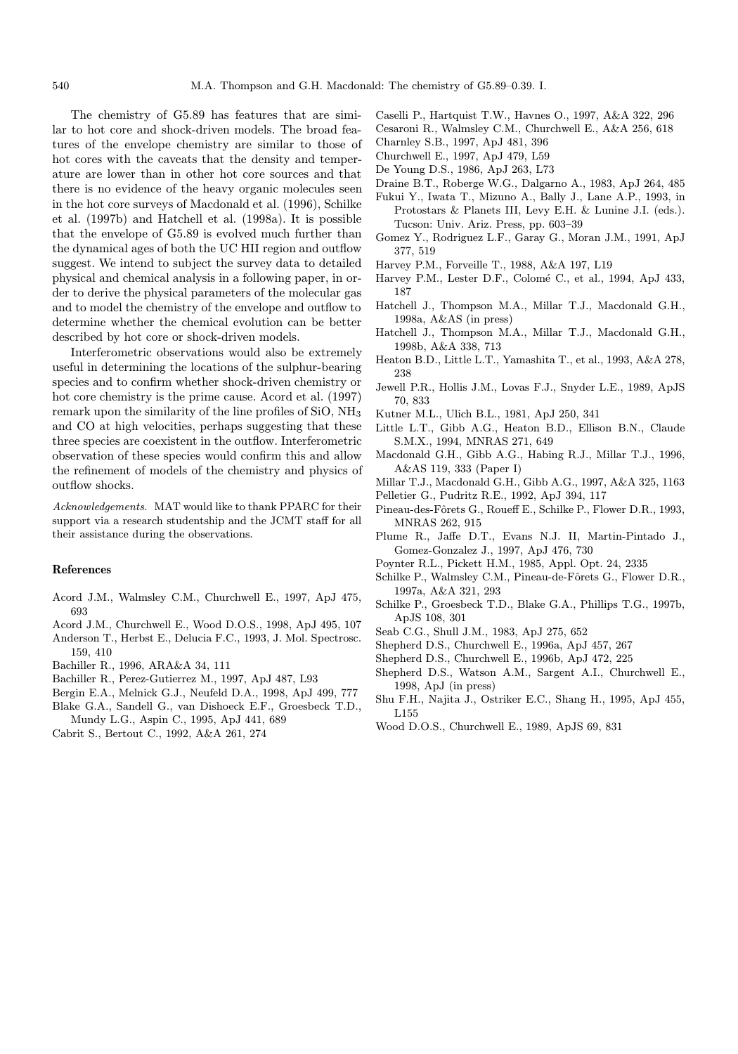The chemistry of G5.89 has features that are similar to hot core and shock-driven models. The broad features of the envelope chemistry are similar to those of hot cores with the caveats that the density and temperature are lower than in other hot core sources and that there is no evidence of the heavy organic molecules seen in the hot core surveys of Macdonald et al. (1996), Schilke et al. (1997b) and Hatchell et al. (1998a). It is possible that the envelope of G5.89 is evolved much further than the dynamical ages of both the UC HII region and outflow suggest. We intend to subject the survey data to detailed physical and chemical analysis in a following paper, in order to derive the physical parameters of the molecular gas and to model the chemistry of the envelope and outflow to determine whether the chemical evolution can be better described by hot core or shock-driven models.

Interferometric observations would also be extremely useful in determining the locations of the sulphur-bearing species and to confirm whether shock-driven chemistry or hot core chemistry is the prime cause. Acord et al. (1997) remark upon the similarity of the line profiles of SiO, $NH_3$ and CO at high velocities, perhaps suggesting that these three species are coexistent in the outflow. Interferometric observation of these species would confirm this and allow the refinement of models of the chemistry and physics of outflow shocks.

*Acknowledgements.* MAT would like to thank PPARC for their support via a research studentship and the JCMT staff for all their assistance during the observations.

## References

- Acord J.M., Walmsley C.M., Churchwell E., 1997, ApJ 475, 693
- Acord J.M., Churchwell E., Wood D.O.S., 1998, ApJ 495, 107
- Anderson T., Herbst E., Delucia F.C., 1993, J. Mol. Spectrosc. 159, 410
- Bachiller R., 1996, ARA&A 34, 111
- Bachiller R., Perez-Gutierrez M., 1997, ApJ 487, L93
- Bergin E.A., Melnick G.J., Neufeld D.A., 1998, ApJ 499, 777
- Blake G.A., Sandell G., van Dishoeck E.F., Groesbeck T.D., Mundy L.G., Aspin C., 1995, ApJ 441, 689
- Cabrit S., Bertout C., 1992, A&A 261, 274
- Caselli P., Hartquist T.W., Havnes O., 1997, A&A 322, 296
- Cesaroni R., Walmsley C.M., Churchwell E., A&A 256, 618
- Charnley S.B., 1997, ApJ 481, 396
- Churchwell E., 1997, ApJ 479, L59
- De Young D.S., 1986, ApJ 263, L73
- Draine B.T., Roberge W.G., Dalgarno A., 1983, ApJ 264, 485
- Fukui Y., Iwata T., Mizuno A., Bally J., Lane A.P., 1993, in Protostars & Planets III, Levy E.H. & Lunine J.I. (eds.). Tucson: Univ. Ariz. Press, pp. 603–39
- Gomez Y., Rodriguez L.F., Garay G., Moran J.M., 1991, ApJ 377, 519
- Harvey P.M., Forveille T., 1988, A&A 197, L19
- Harvey P.M., Lester D.F., Colomé C., et al., 1994, ApJ 433, 187
- Hatchell J., Thompson M.A., Millar T.J., Macdonald G.H., 1998a, A&AS (in press)
- Hatchell J., Thompson M.A., Millar T.J., Macdonald G.H., 1998b, A&A 338, 713
- Heaton B.D., Little L.T., Yamashita T., et al., 1993, A&A 278, 238
- Jewell P.R., Hollis J.M., Lovas F.J., Snyder L.E., 1989, ApJS 70, 833
- Kutner M.L., Ulich B.L., 1981, ApJ 250, 341
- Little L.T., Gibb A.G., Heaton B.D., Ellison B.N., Claude S.M.X., 1994, MNRAS 271, 649
- Macdonald G.H., Gibb A.G., Habing R.J., Millar T.J., 1996, A&AS 119, 333 (Paper I)
- Millar T.J., Macdonald G.H., Gibb A.G., 1997, A&A 325, 1163
- Pelletier G., Pudritz R.E., 1992, ApJ 394, 117
- Pineau-des-Fôrets G., Roueff E., Schilke P., Flower D.R., 1993, MNRAS 262, 915
- Plume R., Jaffe D.T., Evans N.J. II, Martin-Pintado J., Gomez-Gonzalez J., 1997, ApJ 476, 730
- Poynter R.L., Pickett H.M., 1985, Appl. Opt. 24, 2335
- Schilke P., Walmsley C.M., Pineau-de-Fôrets G., Flower D.R., 1997a, A&A 321, 293
- Schilke P., Groesbeck T.D., Blake G.A., Phillips T.G., 1997b, ApJS 108, 301
- Seab C.G., Shull J.M., 1983, ApJ 275, 652
- Shepherd D.S., Churchwell E., 1996a, ApJ 457, 267
- Shepherd D.S., Churchwell E., 1996b, ApJ 472, 225
- Shepherd D.S., Watson A.M., Sargent A.I., Churchwell E., 1998, ApJ (in press)
- Shu F.H., Najita J., Ostriker E.C., Shang H., 1995, ApJ 455, L155
- Wood D.O.S., Churchwell E., 1989, ApJS 69, 831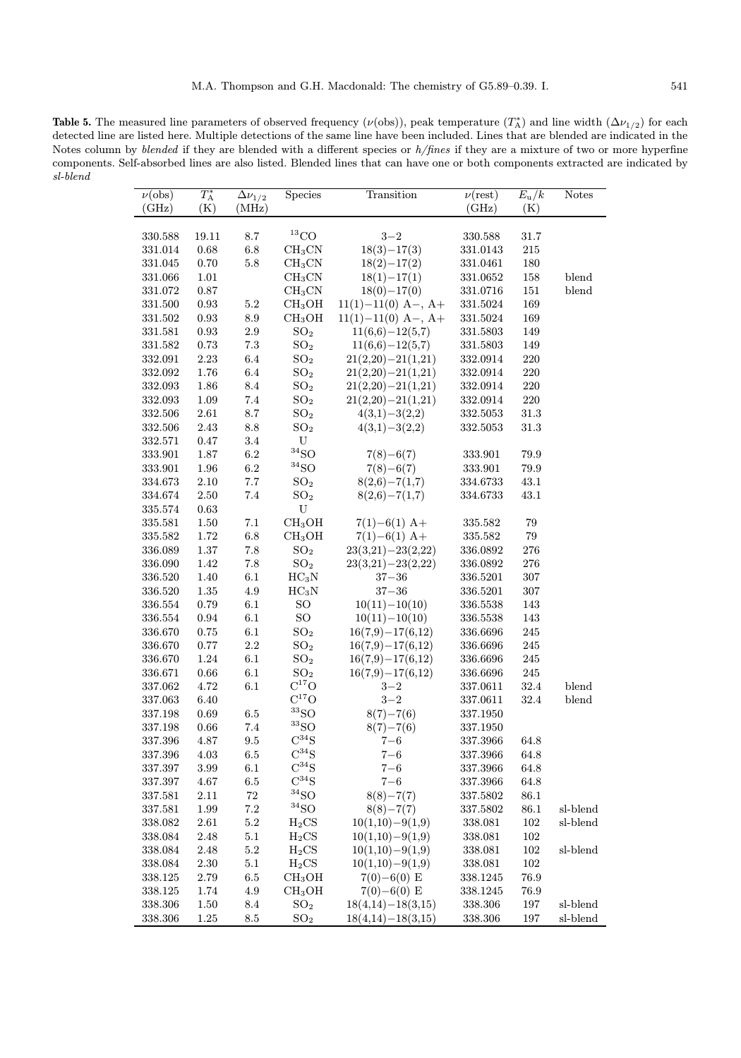**Table 5.** The measured line parameters of observed frequency ($\nu$(obs)), peak temperature ($T_A^*$) and line width ($\Delta\nu_{1/2}$) for each detected line are listed here. Multiple detections of the same line have been included. Lines that are blended are indicated in the Notes column by *blended* if they are blended with a different species or *h/fines* if they are a mixture of two or more hyperfine components. Self-absorbed lines are also listed. Blended lines that can have one or both components extracted are indicated by *sl-blend*

| $\nu$(obs) (GHz) | $T_A^*$ (K) | $\Delta\nu_{1/2}$ (MHz) | Species | Transition | $\nu$(rest) (GHz) | $E_u/k$ (K) | Notes |
|---|---|---|---|---|---|---|---|
| 330.588 | 19.11 | 8.7 | $^{13}CO$ | 3−2 | 330.588 | 31.7 | |
| 331.014 | 0.68 | 6.8 | $CH_3CN$ | 18(3)−17(3) | 331.0143 | 215 | |
| 331.045 | 0.70 | 5.8 | $CH_3CN$ | 18(2)−17(2) | 331.0461 | 180 | |
| 331.066 | 1.01 | | $CH_3CN$ | 18(1)−17(1) | 331.0652 | 158 | blend |
| 331.072 | 0.87 | | $CH_3CN$ | 18(0)−17(0) | 331.0716 | 151 | blend |
| 331.500 | 0.93 | 5.2 | $CH_3OH$ | 11(1)−11(0) A−, A+ | 331.5024 | 169 | |
| 331.502 | 0.93 | 8.9 | $CH_3OH$ | 11(1)−11(0) A−, A+ | 331.5024 | 169 | |
| 331.581 | 0.93 | 2.9 | $SO_2$ | 11(6,6)−12(5,7) | 331.5803 | 149 | |
| 331.582 | 0.73 | 7.3 | $SO_2$ | 11(6,6)−12(5,7) | 331.5803 | 149 | |
| 332.091 | 2.23 | 6.4 | $SO_2$ | 21(2,20)−21(1,21) | 332.0914 | 220 | |
| 332.092 | 1.76 | 6.4 | $SO_2$ | 21(2,20)−21(1,21) | 332.0914 | 220 | |
| 332.093 | 1.86 | 8.4 | $SO_2$ | 21(2,20)−21(1,21) | 332.0914 | 220 | |
| 332.093 | 1.09 | 7.4 | $SO_2$ | 21(2,20)−21(1,21) | 332.0914 | 220 | |
| 332.506 | 2.61 | 8.7 | $SO_2$ | 4(3,1)−3(2,2) | 332.5053 | 31.3 | |
| 332.506 | 2.43 | 8.8 | $SO_2$ | 4(3,1)−3(2,2) | 332.5053 | 31.3 | |
| 332.571 | 0.47 | 3.4 | U | | | | |
| 333.901 | 1.87 | 6.2 | $^{34}SO$ | 7(8)−6(7) | 333.901 | 79.9 | |
| 333.901 | 1.96 | 6.2 | $^{34}SO$ | 7(8)−6(7) | 333.901 | 79.9 | |
| 334.673 | 2.10 | 7.7 | $SO_2$ | 8(2,6)−7(1,7) | 334.6733 | 43.1 | |
| 334.674 | 2.50 | 7.4 | $SO_2$ | 8(2,6)−7(1,7) | 334.6733 | 43.1 | |
| 335.574 | 0.63 | | U | | | | |
| 335.581 | 1.50 | 7.1 | $CH_3OH$ | 7(1)−6(1) A+ | 335.582 | 79 | |
| 335.582 | 1.72 | 6.8 | $CH_3OH$ | 7(1)−6(1) A+ | 335.582 | 79 | |
| 336.089 | 1.37 | 7.8 | $SO_2$ | 23(3,21)−23(2,22) | 336.0892 | 276 | |
| 336.090 | 1.42 | 7.8 | $SO_2$ | 23(3,21)−23(2,22) | 336.0892 | 276 | |
| 336.520 | 1.40 | 6.1 | $HC_3N$ | 37−36 | 336.5201 | 307 | |
| 336.520 | 1.35 | 4.9 | $HC_3N$ | 37−36 | 336.5201 | 307 | |
| 336.554 | 0.79 | 6.1 | SO | 10(11)−10(10) | 336.5538 | 143 | |
| 336.554 | 0.94 | 6.1 | SO | 10(11)−10(10) | 336.5538 | 143 | |
| 336.670 | 0.75 | 6.1 | $SO_2$ | 16(7,9)−17(6,12) | 336.6696 | 245 | |
| 336.670 | 0.77 | 2.2 | $SO_2$ | 16(7,9)−17(6,12) | 336.6696 | 245 | |
| 336.670 | 1.24 | 6.1 | $SO_2$ | 16(7,9)−17(6,12) | 336.6696 | 245 | |
| 336.671 | 0.66 | 6.1 | $SO_2$ | 16(7,9)−17(6,12) | 336.6696 | 245 | |
| 337.062 | 4.72 | 6.1 | $C^{17}O$ | 3−2 | 337.0611 | 32.4 | blend |
| 337.063 | 6.40 | | $C^{17}O$ | 3−2 | 337.0611 | 32.4 | blend |
| 337.198 | 0.69 | 6.5 | $^{33}SO$ | 8(7)−7(6) | 337.1950 | | |
| 337.198 | 0.66 | 7.4 | $^{33}SO$ | 8(7)−7(6) | 337.1950 | | |
| 337.396 | 4.87 | 9.5 | $C^{34}S$ | 7−6 | 337.3966 | 64.8 | |
| 337.396 | 4.03 | 6.5 | $C^{34}S$ | 7−6 | 337.3966 | 64.8 | |
| 337.397 | 3.99 | 6.1 | $C^{34}S$ | 7−6 | 337.3966 | 64.8 | |
| 337.397 | 4.67 | 6.5 | $C^{34}S$ | 7−6 | 337.3966 | 64.8 | |
| 337.581 | 2.11 | 72 | $^{34}SO$ | 8(8)−7(7) | 337.5802 | 86.1 | |
| 337.581 | 1.99 | 7.2 | $^{34}SO$ | 8(8)−7(7) | 337.5802 | 86.1 | sl-blend |
| 338.082 | 2.61 | 5.2 | $H_2CS$ | 10(1,10)−9(1,9) | 338.081 | 102 | sl-blend |
| 338.084 | 2.48 | 5.1 | $H_2CS$ | 10(1,10)−9(1,9) | 338.081 | 102 | |
| 338.084 | 2.48 | 5.2 | $H_2CS$ | 10(1,10)−9(1,9) | 338.081 | 102 | sl-blend |
| 338.084 | 2.30 | 5.1 | $H_2CS$ | 10(1,10)−9(1,9) | 338.081 | 102 | |
| 338.125 | 2.79 | 6.5 | $CH_3OH$ | 7(0)−6(0) E | 338.1245 | 76.9 | |
| 338.125 | 1.74 | 4.9 | $CH_3OH$ | 7(0)−6(0) E | 338.1245 | 76.9 | |
| 338.306 | 1.50 | 8.4 | $SO_2$ | 18(4,14)−18(3,15) | 338.306 | 197 | sl-blend |
| 338.306 | 1.25 | 8.5 | $SO_2$ | 18(4,14)−18(3,15) | 338.306 | 197 | sl-blend |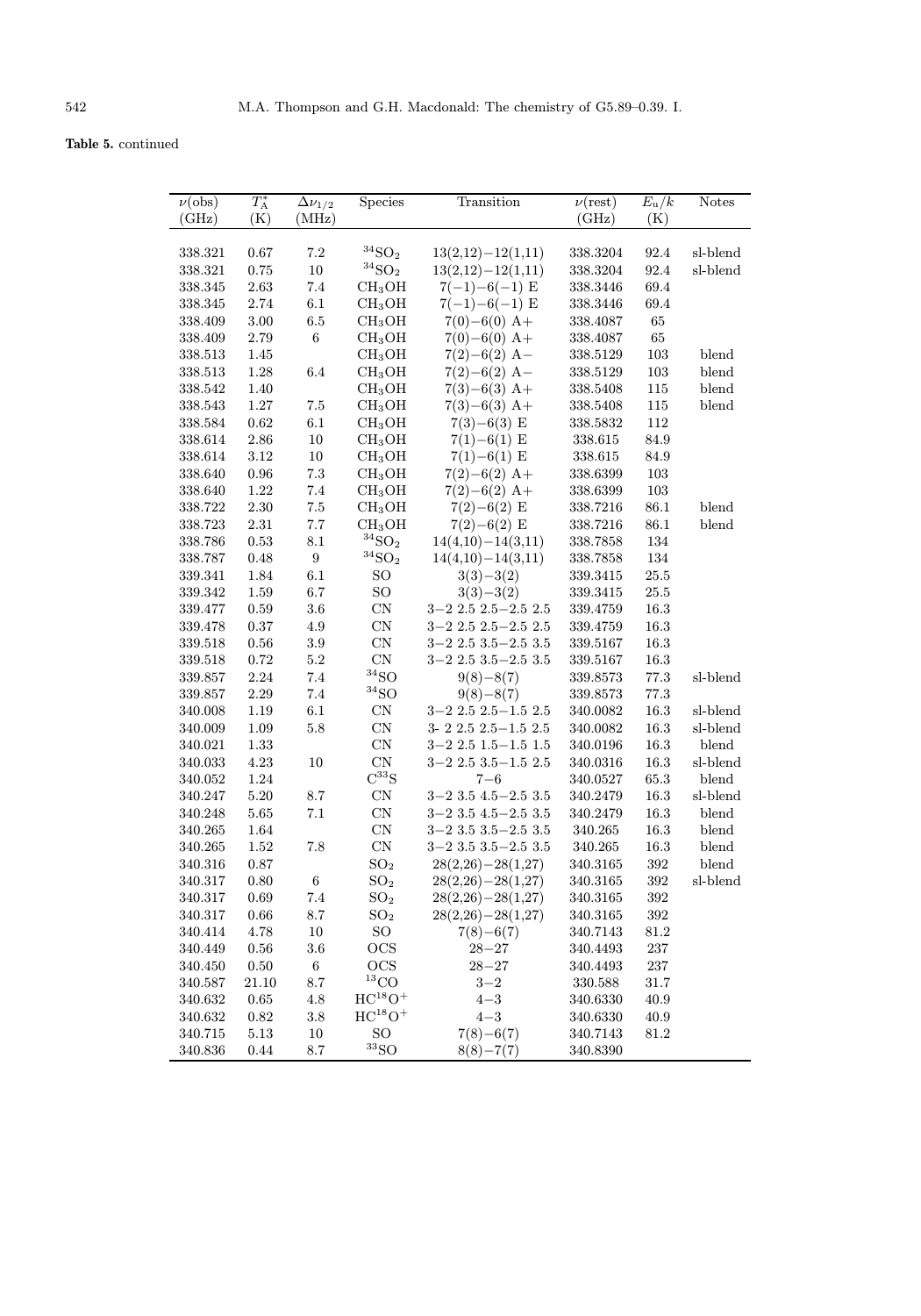**Table 5.** continued

| $\nu$(obs) (GHz) | $T_A^*$ (K) | $\Delta\nu_{1/2}$ (MHz) | Species | Transition | $\nu$(rest) (GHz) | $E_u/k$ (K) | Notes |
|---|---|---|---|---|---|---|---|
| 338.321 | 0.67 | 7.2 | $^{34}SO_2$ | 13(2,12)−12(1,11) | 338.3204 | 92.4 | sl-blend |
| 338.321 | 0.75 | 10 | $^{34}SO_2$ | 13(2,12)−12(1,11) | 338.3204 | 92.4 | sl-blend |
| 338.345 | 2.63 | 7.4 | $CH_3OH$ | 7(−1)−6(−1) E | 338.3446 | 69.4 | |
| 338.345 | 2.74 | 6.1 | $CH_3OH$ | 7(−1)−6(−1) E | 338.3446 | 69.4 | |
| 338.409 | 3.00 | 6.5 | $CH_3OH$ | 7(0)−6(0) A+ | 338.4087 | 65 | |
| 338.409 | 2.79 | 6 | $CH_3OH$ | 7(0)−6(0) A+ | 338.4087 | 65 | |
| 338.513 | 1.45 | | $CH_3OH$ | 7(2)−6(2) A− | 338.5129 | 103 | blend |
| 338.513 | 1.28 | 6.4 | $CH_3OH$ | 7(2)−6(2) A− | 338.5129 | 103 | blend |
| 338.542 | 1.40 | | $CH_3OH$ | 7(3)−6(3) A+ | 338.5408 | 115 | blend |
| 338.543 | 1.27 | 7.5 | $CH_3OH$ | 7(3)−6(3) A+ | 338.5408 | 115 | blend |
| 338.584 | 0.62 | 6.1 | $CH_3OH$ | 7(3)−6(3) E | 338.5832 | 112 | |
| 338.614 | 2.86 | 10 | $CH_3OH$ | 7(1)−6(1) E | 338.615 | 84.9 | |
| 338.614 | 3.12 | 10 | $CH_3OH$ | 7(1)−6(1) E | 338.615 | 84.9 | |
| 338.640 | 0.96 | 7.3 | $CH_3OH$ | 7(2)−6(2) A+ | 338.6399 | 103 | |
| 338.640 | 1.22 | 7.4 | $CH_3OH$ | 7(2)−6(2) A+ | 338.6399 | 103 | |
| 338.722 | 2.30 | 7.5 | $CH_3OH$ | 7(2)−6(2) E | 338.7216 | 86.1 | blend |
| 338.723 | 2.31 | 7.7 | $CH_3OH$ | 7(2)−6(2) E | 338.7216 | 86.1 | blend |
| 338.786 | 0.53 | 8.1 | $^{34}SO_2$ | 14(4,10)−14(3,11) | 338.7858 | 134 | |
| 338.787 | 0.48 | 9 | $^{34}SO_2$ | 14(4,10)−14(3,11) | 338.7858 | 134 | |
| 339.341 | 1.84 | 6.1 | SO | 3(3)−3(2) | 339.3415 | 25.5 | |
| 339.342 | 1.59 | 6.7 | SO | 3(3)−3(2) | 339.3415 | 25.5 | |
| 339.477 | 0.59 | 3.6 | CN | 3−2 2.5 2.5−2.5 2.5 | 339.4759 | 16.3 | |
| 339.478 | 0.37 | 4.9 | CN | 3−2 2.5 2.5−2.5 2.5 | 339.4759 | 16.3 | |
| 339.518 | 0.56 | 3.9 | CN | 3−2 2.5 3.5−2.5 3.5 | 339.5167 | 16.3 | |
| 339.518 | 0.72 | 5.2 | CN | 3−2 2.5 3.5−2.5 3.5 | 339.5167 | 16.3 | |
| 339.857 | 2.24 | 7.4 | $^{34}SO$ | 9(8)−8(7) | 339.8573 | 77.3 | sl-blend |
| 339.857 | 2.29 | 7.4 | $^{34}SO$ | 9(8)−8(7) | 339.8573 | 77.3 | |
| 340.008 | 1.19 | 6.1 | CN | 3−2 2.5 2.5−1.5 2.5 | 340.0082 | 16.3 | sl-blend |
| 340.009 | 1.09 | 5.8 | CN | 3- 2 2.5 2.5−1.5 2.5 | 340.0082 | 16.3 | sl-blend |
| 340.021 | 1.33 | | CN | 3−2 2.5 1.5−1.5 1.5 | 340.0196 | 16.3 | blend |
| 340.033 | 4.23 | 10 | CN | 3−2 2.5 3.5−1.5 2.5 | 340.0316 | 16.3 | sl-blend |
| 340.052 | 1.24 | | $C^{33}S$ | 7−6 | 340.0527 | 65.3 | blend |
| 340.247 | 5.20 | 8.7 | CN | 3−2 3.5 4.5−2.5 3.5 | 340.2479 | 16.3 | sl-blend |
| 340.248 | 5.65 | 7.1 | CN | 3−2 3.5 4.5−2.5 3.5 | 340.2479 | 16.3 | blend |
| 340.265 | 1.64 | | CN | 3−2 3.5 3.5−2.5 3.5 | 340.265 | 16.3 | blend |
| 340.265 | 1.52 | 7.8 | CN | 3−2 3.5 3.5−2.5 3.5 | 340.265 | 16.3 | blend |
| 340.316 | 0.87 | | $SO_2$ | 28(2,26)−28(1,27) | 340.3165 | 392 | blend |
| 340.317 | 0.80 | 6 | $SO_2$ | 28(2,26)−28(1,27) | 340.3165 | 392 | sl-blend |
| 340.317 | 0.69 | 7.4 | $SO_2$ | 28(2,26)−28(1,27) | 340.3165 | 392 | |
| 340.317 | 0.66 | 8.7 | $SO_2$ | 28(2,26)−28(1,27) | 340.3165 | 392 | |
| 340.414 | 4.78 | 10 | SO | 7(8)−6(7) | 340.7143 | 81.2 | |
| 340.449 | 0.56 | 3.6 | OCS | 28−27 | 340.4493 | 237 | |
| 340.450 | 0.50 | 6 | OCS | 28−27 | 340.4493 | 237 | |
| 340.587 | 21.10 | 8.7 | $^{13}CO$ | 3−2 | 330.588 | 31.7 | |
| 340.632 | 0.65 | 4.8 | $HC^{18}O^+$ | 4−3 | 340.6330 | 40.9 | |
| 340.632 | 0.82 | 3.8 | $HC^{18}O^+$ | 4−3 | 340.6330 | 40.9 | |
| 340.715 | 5.13 | 10 | SO | 7(8)−6(7) | 340.7143 | 81.2 | |
| 340.836 | 0.44 | 8.7 | $^{33}SO$ | 8(8)−7(7) | 340.8390 | | |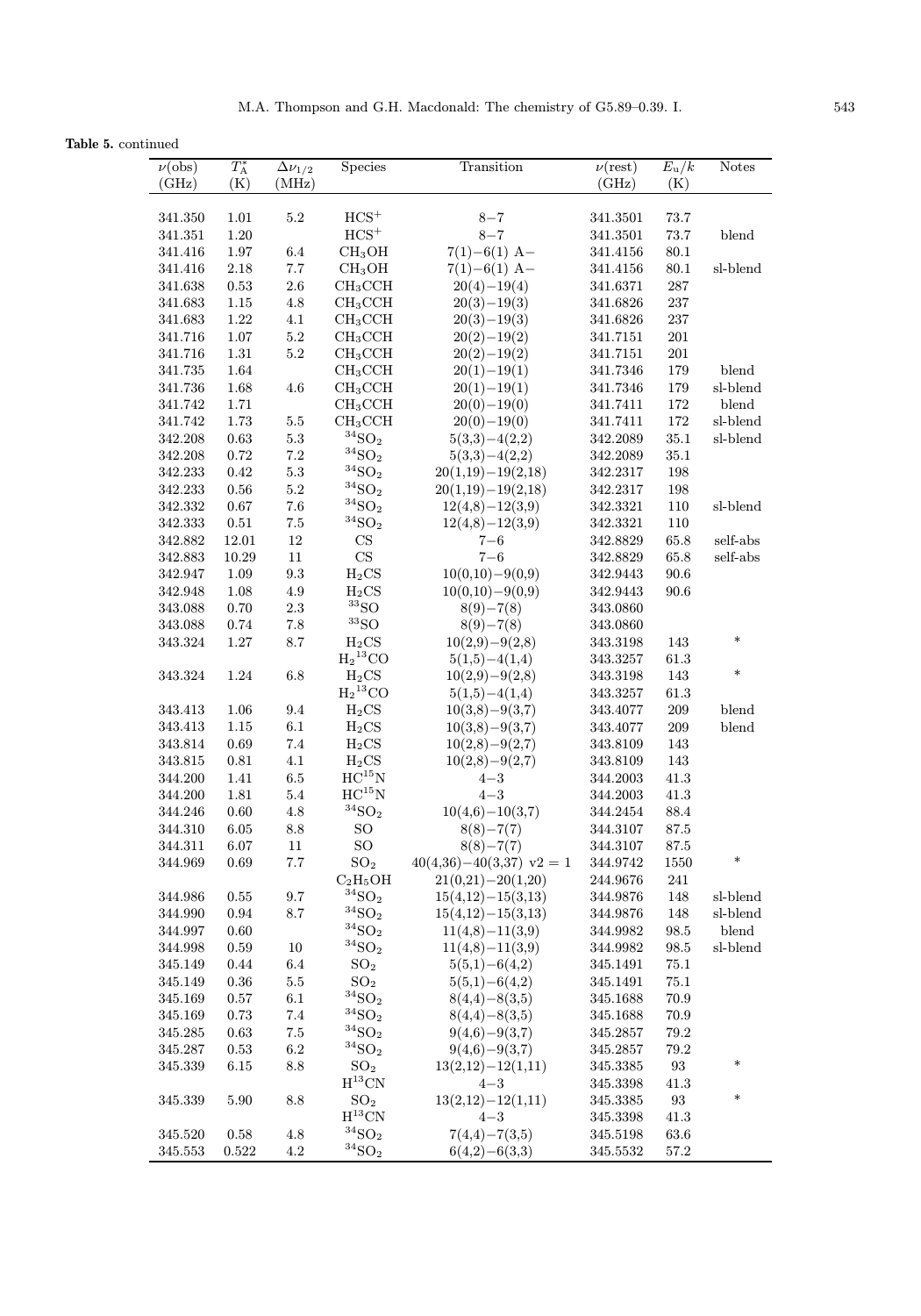**Table 5.** continued

| $\nu$(obs) (GHz) | $T_A^*$ (K) | $\Delta\nu_{1/2}$ (MHz) | Species | Transition | $\nu$(rest) (GHz) | $E_u/k$ (K) | Notes |
|---|---|---|---|---|---|---|---|
| 341.350 | 1.01 | 5.2 | $HCS^+$ | 8−7 | 341.3501 | 73.7 | |
| 341.351 | 1.20 | | $HCS^+$ | 8−7 | 341.3501 | 73.7 | blend |
| 341.416 | 1.97 | 6.4 | $CH_3OH$ | 7(1)−6(1) A− | 341.4156 | 80.1 | |
| 341.416 | 2.18 | 7.7 | $CH_3OH$ | 7(1)−6(1) A− | 341.4156 | 80.1 | sl-blend |
| 341.638 | 0.53 | 2.6 | $CH_3CCH$ | 20(4)−19(4) | 341.6371 | 287 | |
| 341.683 | 1.15 | 4.8 | $CH_3CCH$ | 20(3)−19(3) | 341.6826 | 237 | |
| 341.683 | 1.22 | 4.1 | $CH_3CCH$ | 20(3)−19(3) | 341.6826 | 237 | |
| 341.716 | 1.07 | 5.2 | $CH_3CCH$ | 20(2)−19(2) | 341.7151 | 201 | |
| 341.716 | 1.31 | 5.2 | $CH_3CCH$ | 20(2)−19(2) | 341.7151 | 201 | |
| 341.735 | 1.64 | | $CH_3CCH$ | 20(1)−19(1) | 341.7346 | 179 | blend |
| 341.736 | 1.68 | 4.6 | $CH_3CCH$ | 20(1)−19(1) | 341.7346 | 179 | sl-blend |
| 341.742 | 1.71 | | $CH_3CCH$ | 20(0)−19(0) | 341.7411 | 172 | blend |
| 341.742 | 1.73 | 5.5 | $CH_3CCH$ | 20(0)−19(0) | 341.7411 | 172 | sl-blend |
| 342.208 | 0.63 | 5.3 | $^{34}SO_2$ | 5(3,3)−4(2,2) | 342.2089 | 35.1 | sl-blend |
| 342.208 | 0.72 | 7.2 | $^{34}SO_2$ | 5(3,3)−4(2,2) | 342.2089 | 35.1 | |
| 342.233 | 0.42 | 5.3 | $^{34}SO_2$ | 20(1,19)−19(2,18) | 342.2317 | 198 | |
| 342.233 | 0.56 | 5.2 | $^{34}SO_2$ | 20(1,19)−19(2,18) | 342.2317 | 198 | |
| 342.332 | 0.67 | 7.6 | $^{34}SO_2$ | 12(4,8)−12(3,9) | 342.3321 | 110 | sl-blend |
| 342.333 | 0.51 | 7.5 | $^{34}SO_2$ | 12(4,8)−12(3,9) | 342.3321 | 110 | |
| 342.882 | 12.01 | 12 | CS | 7−6 | 342.8829 | 65.8 | self-abs |
| 342.883 | 10.29 | 11 | CS | 7−6 | 342.8829 | 65.8 | self-abs |
| 342.947 | 1.09 | 9.3 | $H_2CS$ | 10(0,10)−9(0,9) | 342.9443 | 90.6 | |
| 342.948 | 1.08 | 4.9 | $H_2CS$ | 10(0,10)−9(0,9) | 342.9443 | 90.6 | |
| 343.088 | 0.70 | 2.3 | $^{33}SO$ | 8(9)−7(8) | 343.0860 | | |
| 343.088 | 0.74 | 7.8 | $^{33}SO$ | 8(9)−7(8) | 343.0860 | | |
| 343.324 | 1.27 | 8.7 | $H_2CS$ | 10(2,9)−9(2,8) | 343.3198 | 143 | * |
| | | | $H_2{}^{13}CO$ | 5(1,5)−4(1,4) | 343.3257 | 61.3 | |
| 343.324 | 1.24 | 6.8 | $H_2CS$ | 10(2,9)−9(2,8) | 343.3198 | 143 | * |
| | | | $H_2{}^{13}CO$ | 5(1,5)−4(1,4) | 343.3257 | 61.3 | |
| 343.413 | 1.06 | 9.4 | $H_2CS$ | 10(3,8)−9(3,7) | 343.4077 | 209 | blend |
| 343.413 | 1.15 | 6.1 | $H_2CS$ | 10(3,8)−9(3,7) | 343.4077 | 209 | blend |
| 343.814 | 0.69 | 7.4 | $H_2CS$ | 10(2,8)−9(2,7) | 343.8109 | 143 | |
| 343.815 | 0.81 | 4.1 | $H_2CS$ | 10(2,8)−9(2,7) | 343.8109 | 143 | |
| 344.200 | 1.41 | 6.5 | $HC^{15}N$ | 4−3 | 344.2003 | 41.3 | |
| 344.200 | 1.81 | 5.4 | $HC^{15}N$ | 4−3 | 344.2003 | 41.3 | |
| 344.246 | 0.60 | 4.8 | $^{34}SO_2$ | 10(4,6)−10(3,7) | 344.2454 | 88.4 | |
| 344.310 | 6.05 | 8.8 | SO | 8(8)−7(7) | 344.3107 | 87.5 | |
| 344.311 | 6.07 | 11 | SO | 8(8)−7(7) | 344.3107 | 87.5 | |
| 344.969 | 0.69 | 7.7 | $SO_2$ | 40(4,36)−40(3,37) v2 = 1 | 344.9742 | 1550 | * |
| | | | $C_2H_5OH$ | 21(0,21)−20(1,20) | 244.9676 | 241 | |
| 344.986 | 0.55 | 9.7 | $^{34}SO_2$ | 15(4,12)−15(3,13) | 344.9876 | 148 | sl-blend |
| 344.990 | 0.94 | 8.7 | $^{34}SO_2$ | 15(4,12)−15(3,13) | 344.9876 | 148 | sl-blend |
| 344.997 | 0.60 | | $^{34}SO_2$ | 11(4,8)−11(3,9) | 344.9982 | 98.5 | blend |
| 344.998 | 0.59 | 10 | $^{34}SO_2$ | 11(4,8)−11(3,9) | 344.9982 | 98.5 | sl-blend |
| 345.149 | 0.44 | 6.4 | $SO_2$ | 5(5,1)−6(4,2) | 345.1491 | 75.1 | |
| 345.149 | 0.36 | 5.5 | $SO_2$ | 5(5,1)−6(4,2) | 345.1491 | 75.1 | |
| 345.169 | 0.57 | 6.1 | $^{34}SO_2$ | 8(4,4)−8(3,5) | 345.1688 | 70.9 | |
| 345.169 | 0.73 | 7.4 | $^{34}SO_2$ | 8(4,4)−8(3,5) | 345.1688 | 70.9 | |
| 345.285 | 0.63 | 7.5 | $^{34}SO_2$ | 9(4,6)−9(3,7) | 345.2857 | 79.2 | |
| 345.287 | 0.53 | 6.2 | $^{34}SO_2$ | 9(4,6)−9(3,7) | 345.2857 | 79.2 | |
| 345.339 | 6.15 | 8.8 | $SO_2$ | 13(2,12)−12(1,11) | 345.3385 | 93 | * |
| | | | $H^{13}CN$ | 4−3 | 345.3398 | 41.3 | |
| 345.339 | 5.90 | 8.8 | $SO_2$ | 13(2,12)−12(1,11) | 345.3385 | 93 | * |
| | | | $H^{13}CN$ | 4−3 | 345.3398 | 41.3 | |
| 345.520 | 0.58 | 4.8 | $^{34}SO_2$ | 7(4,4)−7(3,5) | 345.5198 | 63.6 | |
| 345.553 | 0.522 | 4.2 | $^{34}SO_2$ | 6(4,2)−6(3,3) | 345.5532 | 57.2 | |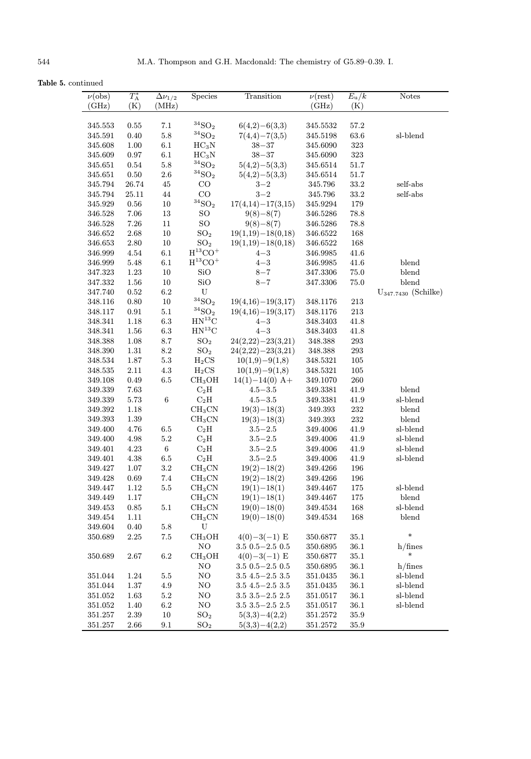**Table 5.** continued

| $\nu$(obs) (GHz) | $T_A^*$ (K) | $\Delta\nu_{1/2}$ (MHz) | Species | Transition | $\nu$(rest) (GHz) | $E_u/k$ (K) | Notes |
|---|---|---|---|---|---|---|---|
| 345.553 | 0.55 | 7.1 | $^{34}SO_2$ | 6(4,2)−6(3,3) | 345.5532 | 57.2 | |
| 345.591 | 0.40 | 5.8 | $^{34}SO_2$ | 7(4,4)−7(3,5) | 345.5198 | 63.6 | sl-blend |
| 345.608 | 1.00 | 6.1 | $HC_3N$ | 38−37 | 345.6090 | 323 | |
| 345.609 | 0.97 | 6.1 | $HC_3N$ | 38−37 | 345.6090 | 323 | |
| 345.651 | 0.54 | 5.8 | $^{34}SO_2$ | 5(4,2)−5(3,3) | 345.6514 | 51.7 | |
| 345.651 | 0.50 | 2.6 | $^{34}SO_2$ | 5(4,2)−5(3,3) | 345.6514 | 51.7 | |
| 345.794 | 26.74 | 45 | CO | 3−2 | 345.796 | 33.2 | self-abs |
| 345.794 | 25.11 | 44 | CO | 3−2 | 345.796 | 33.2 | self-abs |
| 345.929 | 0.56 | 10 | $^{34}SO_2$ | 17(4,14)−17(3,15) | 345.9294 | 179 | |
| 346.528 | 7.06 | 13 | SO | 9(8)−8(7) | 346.5286 | 78.8 | |
| 346.528 | 7.26 | 11 | SO | 9(8)−8(7) | 346.5286 | 78.8 | |
| 346.652 | 2.68 | 10 | $SO_2$ | 19(1,19)−18(0,18) | 346.6522 | 168 | |
| 346.653 | 2.80 | 10 | $SO_2$ | 19(1,19)−18(0,18) | 346.6522 | 168 | |
| 346.999 | 4.54 | 6.1 | $H^{13}CO^+$ | 4−3 | 346.9985 | 41.6 | |
| 346.999 | 5.48 | 6.1 | $H^{13}CO^+$ | 4−3 | 346.9985 | 41.6 | blend |
| 347.323 | 1.23 | 10 | SiO | 8−7 | 347.3306 | 75.0 | blend |
| 347.332 | 1.56 | 10 | SiO | 8−7 | 347.3306 | 75.0 | blend |
| 347.740 | 0.52 | 6.2 | U | | | | $U_{347.7430}$ (Schilke) |
| 348.116 | 0.80 | 10 | $^{34}SO_2$ | 19(4,16)−19(3,17) | 348.1176 | 213 | |
| 348.117 | 0.91 | 5.1 | $^{34}SO_2$ | 19(4,16)−19(3,17) | 348.1176 | 213 | |
| 348.341 | 1.18 | 6.3 | $HN^{13}C$ | 4−3 | 348.3403 | 41.8 | |
| 348.341 | 1.56 | 6.3 | $HN^{13}C$ | 4−3 | 348.3403 | 41.8 | |
| 348.388 | 1.08 | 8.7 | $SO_2$ | 24(2,22)−23(3,21) | 348.388 | 293 | |
| 348.390 | 1.31 | 8.2 | $SO_2$ | 24(2,22)−23(3,21) | 348.388 | 293 | |
| 348.534 | 1.87 | 5.3 | $H_2CS$ | 10(1,9)−9(1,8) | 348.5321 | 105 | |
| 348.535 | 2.11 | 4.3 | $H_2CS$ | 10(1,9)−9(1,8) | 348.5321 | 105 | |
| 349.108 | 0.49 | 6.5 | $CH_3OH$ | 14(1)−14(0) A+ | 349.1070 | 260 | |
| 349.339 | 7.63 | | $C_2H$ | 4.5−3.5 | 349.3381 | 41.9 | blend |
| 349.339 | 5.73 | 6 | $C_2H$ | 4.5−3.5 | 349.3381 | 41.9 | sl-blend |
| 349.392 | 1.18 | | $CH_3CN$ | 19(3)−18(3) | 349.393 | 232 | blend |
| 349.393 | 1.39 | | $CH_3CN$ | 19(3)−18(3) | 349.393 | 232 | blend |
| 349.400 | 4.76 | 6.5 | $C_2H$ | 3.5−2.5 | 349.4006 | 41.9 | sl-blend |
| 349.400 | 4.98 | 5.2 | $C_2H$ | 3.5−2.5 | 349.4006 | 41.9 | sl-blend |
| 349.401 | 4.23 | 6 | $C_2H$ | 3.5−2.5 | 349.4006 | 41.9 | sl-blend |
| 349.401 | 4.38 | 6.5 | $C_2H$ | 3.5−2.5 | 349.4006 | 41.9 | sl-blend |
| 349.427 | 1.07 | 3.2 | $CH_3CN$ | 19(2)−18(2) | 349.4266 | 196 | |
| 349.428 | 0.69 | 7.4 | $CH_3CN$ | 19(2)−18(2) | 349.4266 | 196 | |
| 349.447 | 1.12 | 5.5 | $CH_3CN$ | 19(1)−18(1) | 349.4467 | 175 | sl-blend |
| 349.449 | 1.17 | | $CH_3CN$ | 19(1)−18(1) | 349.4467 | 175 | blend |
| 349.453 | 0.85 | 5.1 | $CH_3CN$ | 19(0)−18(0) | 349.4534 | 168 | sl-blend |
| 349.454 | 1.11 | | $CH_3CN$ | 19(0)−18(0) | 349.4534 | 168 | blend |
| 349.604 | 0.40 | 5.8 | U | | | | |
| 350.689 | 2.25 | 7.5 | $CH_3OH$ | 4(0)−3(−1) E | 350.6877 | 35.1 | * |
| | | | NO | 3.5 0.5−2.5 0.5 | 350.6895 | 36.1 | h/fines |
| 350.689 | 2.67 | 6.2 | $CH_3OH$ | 4(0)−3(−1) E | 350.6877 | 35.1 | * |
| | | | NO | 3.5 0.5−2.5 0.5 | 350.6895 | 36.1 | h/fines |
| 351.044 | 1.24 | 5.5 | NO | 3.5 4.5−2.5 3.5 | 351.0435 | 36.1 | sl-blend |
| 351.044 | 1.37 | 4.9 | NO | 3.5 4.5−2.5 3.5 | 351.0435 | 36.1 | sl-blend |
| 351.052 | 1.63 | 5.2 | NO | 3.5 3.5−2.5 2.5 | 351.0517 | 36.1 | sl-blend |
| 351.052 | 1.40 | 6.2 | NO | 3.5 3.5−2.5 2.5 | 351.0517 | 36.1 | sl-blend |
| 351.257 | 2.39 | 10 | $SO_2$ | 5(3,3)−4(2,2) | 351.2572 | 35.9 | |
| 351.257 | 2.66 | 9.1 | $SO_2$ | 5(3,3)−4(2,2) | 351.2572 | 35.9 | |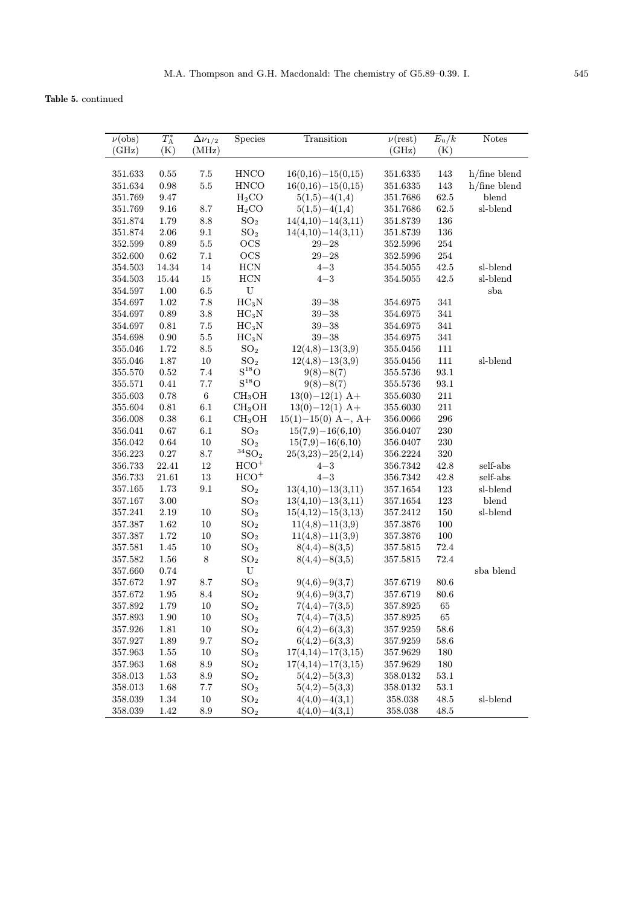**Table 5.** continued

| $\nu$(obs) (GHz) | $T_A^*$ (K) | $\Delta\nu_{1/2}$ (MHz) | Species | Transition | $\nu$(rest) (GHz) | $E_u/k$ (K) | Notes |
|---|---|---|---|---|---|---|---|
| 351.633 | 0.55 | 7.5 | HNCO | 16(0,16)−15(0,15) | 351.6335 | 143 | h/fine blend |
| 351.634 | 0.98 | 5.5 | HNCO | 16(0,16)−15(0,15) | 351.6335 | 143 | h/fine blend |
| 351.769 | 9.47 | | $H_2CO$ | 5(1,5)−4(1,4) | 351.7686 | 62.5 | blend |
| 351.769 | 9.16 | 8.7 | $H_2CO$ | 5(1,5)−4(1,4) | 351.7686 | 62.5 | sl-blend |
| 351.874 | 1.79 | 8.8 | $SO_2$ | 14(4,10)−14(3,11) | 351.8739 | 136 | |
| 351.874 | 2.06 | 9.1 | $SO_2$ | 14(4,10)−14(3,11) | 351.8739 | 136 | |
| 352.599 | 0.89 | 5.5 | OCS | 29−28 | 352.5996 | 254 | |
| 352.600 | 0.62 | 7.1 | OCS | 29−28 | 352.5996 | 254 | |
| 354.503 | 14.34 | 14 | HCN | 4−3 | 354.5055 | 42.5 | sl-blend |
| 354.503 | 15.44 | 15 | HCN | 4−3 | 354.5055 | 42.5 | sl-blend |
| 354.597 | 1.00 | 6.5 | U | | | | sba |
| 354.697 | 1.02 | 7.8 | $HC_3N$ | 39−38 | 354.6975 | 341 | |
| 354.697 | 0.89 | 3.8 | $HC_3N$ | 39−38 | 354.6975 | 341 | |
| 354.697 | 0.81 | 7.5 | $HC_3N$ | 39−38 | 354.6975 | 341 | |
| 354.698 | 0.90 | 5.5 | $HC_3N$ | 39−38 | 354.6975 | 341 | |
| 355.046 | 1.72 | 8.5 | $SO_2$ | 12(4,8)−13(3,9) | 355.0456 | 111 | |
| 355.046 | 1.87 | 10 | $SO_2$ | 12(4,8)−13(3,9) | 355.0456 | 111 | sl-blend |
| 355.570 | 0.52 | 7.4 | $S^{18}O$ | 9(8)−8(7) | 355.5736 | 93.1 | |
| 355.571 | 0.41 | 7.7 | $S^{18}O$ | 9(8)−8(7) | 355.5736 | 93.1 | |
| 355.603 | 0.78 | 6 | $CH_3OH$ | 13(0)−12(1) A+ | 355.6030 | 211 | |
| 355.604 | 0.81 | 6.1 | $CH_3OH$ | 13(0)−12(1) A+ | 355.6030 | 211 | |
| 356.008 | 0.38 | 6.1 | $CH_3OH$ | 15(1)−15(0) A−, A+ | 356.0066 | 296 | |
| 356.041 | 0.67 | 6.1 | $SO_2$ | 15(7,9)−16(6,10) | 356.0407 | 230 | |
| 356.042 | 0.64 | 10 | $SO_2$ | 15(7,9)−16(6,10) | 356.0407 | 230 | |
| 356.223 | 0.27 | 8.7 | $^{34}SO_2$ | 25(3,23)−25(2,14) | 356.2224 | 320 | |
| 356.733 | 22.41 | 12 | $HCO^+$ | 4−3 | 356.7342 | 42.8 | self-abs |
| 356.733 | 21.61 | 13 | $HCO^+$ | 4−3 | 356.7342 | 42.8 | self-abs |
| 357.165 | 1.73 | 9.1 | $SO_2$ | 13(4,10)−13(3,11) | 357.1654 | 123 | sl-blend |
| 357.167 | 3.00 | | $SO_2$ | 13(4,10)−13(3,11) | 357.1654 | 123 | blend |
| 357.241 | 2.19 | 10 | $SO_2$ | 15(4,12)−15(3,13) | 357.2412 | 150 | sl-blend |
| 357.387 | 1.62 | 10 | $SO_2$ | 11(4,8)−11(3,9) | 357.3876 | 100 | |
| 357.387 | 1.72 | 10 | $SO_2$ | 11(4,8)−11(3,9) | 357.3876 | 100 | |
| 357.581 | 1.45 | 10 | $SO_2$ | 8(4,4)−8(3,5) | 357.5815 | 72.4 | |
| 357.582 | 1.56 | 8 | $SO_2$ | 8(4,4)−8(3,5) | 357.5815 | 72.4 | |
| 357.660 | 0.74 | | U | | | | sba blend |
| 357.672 | 1.97 | 8.7 | $SO_2$ | 9(4,6)−9(3,7) | 357.6719 | 80.6 | |
| 357.672 | 1.95 | 8.4 | $SO_2$ | 9(4,6)−9(3,7) | 357.6719 | 80.6 | |
| 357.892 | 1.79 | 10 | $SO_2$ | 7(4,4)−7(3,5) | 357.8925 | 65 | |
| 357.893 | 1.90 | 10 | $SO_2$ | 7(4,4)−7(3,5) | 357.8925 | 65 | |
| 357.926 | 1.81 | 10 | $SO_2$ | 6(4,2)−6(3,3) | 357.9259 | 58.6 | |
| 357.927 | 1.89 | 9.7 | $SO_2$ | 6(4,2)−6(3,3) | 357.9259 | 58.6 | |
| 357.963 | 1.55 | 10 | $SO_2$ | 17(4,14)−17(3,15) | 357.9629 | 180 | |
| 357.963 | 1.68 | 8.9 | $SO_2$ | 17(4,14)−17(3,15) | 357.9629 | 180 | |
| 358.013 | 1.53 | 8.9 | $SO_2$ | 5(4,2)−5(3,3) | 358.0132 | 53.1 | |
| 358.013 | 1.68 | 7.7 | $SO_2$ | 5(4,2)−5(3,3) | 358.0132 | 53.1 | |
| 358.039 | 1.34 | 10 | $SO_2$ | 4(4,0)−4(3,1) | 358.038 | 48.5 | sl-blend |
| 358.039 | 1.42 | 8.9 | $SO_2$ | 4(4,0)−4(3,1) | 358.038 | 48.5 | |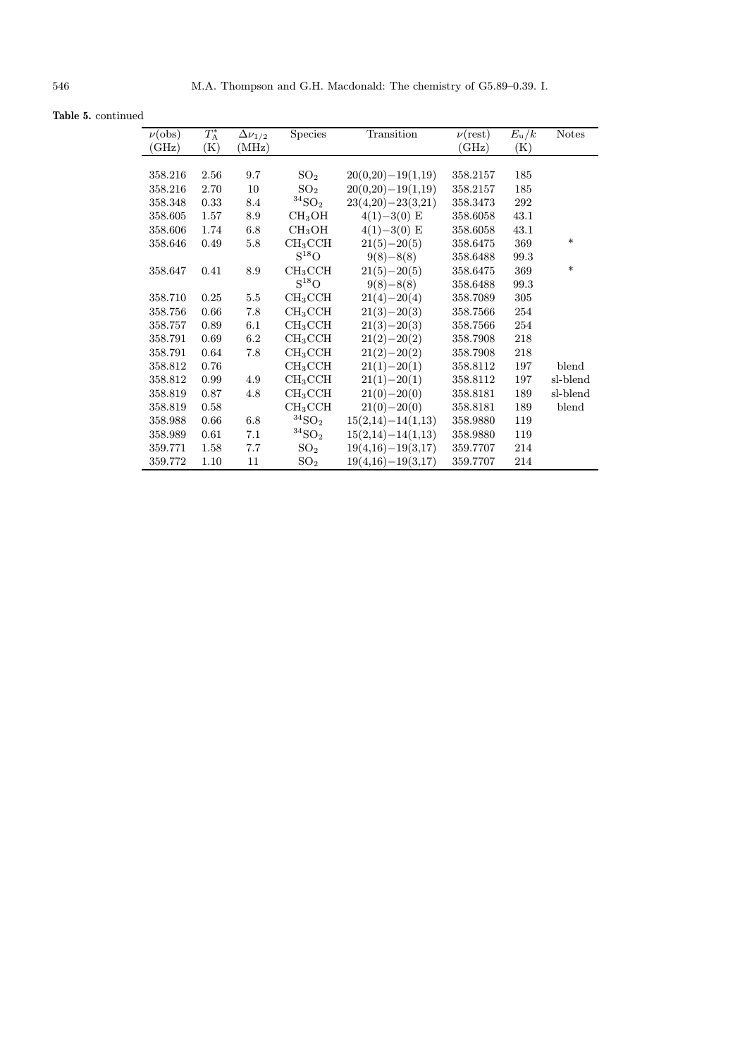**Table 5.** continued

| $\nu$(obs) (GHz) | $T_A^*$ (K) | $\Delta\nu_{1/2}$ (MHz) | Species | Transition | $\nu$(rest) (GHz) | $E_u/k$ (K) | Notes |
|---|---|---|---|---|---|---|---|
| 358.216 | 2.56 | 9.7 | $SO_2$ | 20(0,20)−19(1,19) | 358.2157 | 185 | |
| 358.216 | 2.70 | 10 | $SO_2$ | 20(0,20)−19(1,19) | 358.2157 | 185 | |
| 358.348 | 0.33 | 8.4 | $^{34}SO_2$ | 23(4,20)−23(3,21) | 358.3473 | 292 | |
| 358.605 | 1.57 | 8.9 | $CH_3OH$ | 4(1)−3(0) E | 358.6058 | 43.1 | |
| 358.606 | 1.74 | 6.8 | $CH_3OH$ | 4(1)−3(0) E | 358.6058 | 43.1 | |
| 358.646 | 0.49 | 5.8 | $CH_3CCH$ | 21(5)−20(5) | 358.6475 | 369 | * |
| | | | $S^{18}O$ | 9(8)−8(8) | 358.6488 | 99.3 | |
| 358.647 | 0.41 | 8.9 | $CH_3CCH$ | 21(5)−20(5) | 358.6475 | 369 | * |
| | | | $S^{18}O$ | 9(8)−8(8) | 358.6488 | 99.3 | |
| 358.710 | 0.25 | 5.5 | $CH_3CCH$ | 21(4)−20(4) | 358.7089 | 305 | |
| 358.756 | 0.66 | 7.8 | $CH_3CCH$ | 21(3)−20(3) | 358.7566 | 254 | |
| 358.757 | 0.89 | 6.1 | $CH_3CCH$ | 21(3)−20(3) | 358.7566 | 254 | |
| 358.791 | 0.69 | 6.2 | $CH_3CCH$ | 21(2)−20(2) | 358.7908 | 218 | |
| 358.791 | 0.64 | 7.8 | $CH_3CCH$ | 21(2)−20(2) | 358.7908 | 218 | |
| 358.812 | 0.76 | | $CH_3CCH$ | 21(1)−20(1) | 358.8112 | 197 | blend |
| 358.812 | 0.99 | 4.9 | $CH_3CCH$ | 21(1)−20(1) | 358.8112 | 197 | sl-blend |
| 358.819 | 0.87 | 4.8 | $CH_3CCH$ | 21(0)−20(0) | 358.8181 | 189 | sl-blend |
| 358.819 | 0.58 | | $CH_3CCH$ | 21(0)−20(0) | 358.8181 | 189 | blend |
| 358.988 | 0.66 | 6.8 | $^{34}SO_2$ | 15(2,14)−14(1,13) | 358.9880 | 119 | |
| 358.989 | 0.61 | 7.1 | $^{34}SO_2$ | 15(2,14)−14(1,13) | 358.9880 | 119 | |
| 359.771 | 1.58 | 7.7 | $SO_2$ | 19(4,16)−19(3,17) | 359.7707 | 214 | |
| 359.772 | 1.10 | 11 | $SO_2$ | 19(4,16)−19(3,17) | 359.7707 | 214 | |